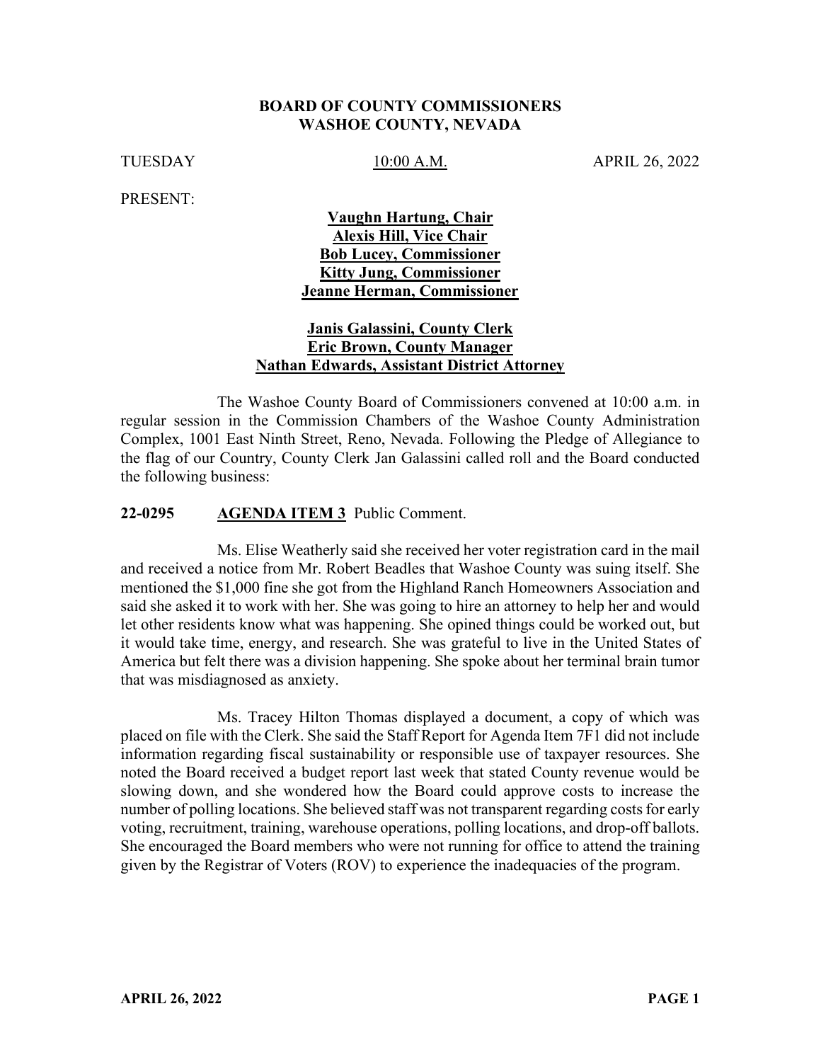**BOARD OF COUNTY COMMISSIONERS**
**WASHOE COUNTY, NEVADA**

TUESDAY 10:00 A.M. APRIL 26, 2022

PRESENT:

**Vaughn Hartung, Chair**
**Alexis Hill, Vice Chair**
**Bob Lucey, Commissioner**
**Kitty Jung, Commissioner**
**Jeanne Herman, Commissioner**

**Janis Galassini, County Clerk**
**Eric Brown, County Manager**
**Nathan Edwards, Assistant District Attorney**

The Washoe County Board of Commissioners convened at 10:00 a.m. in regular session in the Commission Chambers of the Washoe County Administration Complex, 1001 East Ninth Street, Reno, Nevada. Following the Pledge of Allegiance to the flag of our Country, County Clerk Jan Galassini called roll and the Board conducted the following business:

**22-0295 AGENDA ITEM 3** Public Comment.

Ms. Elise Weatherly said she received her voter registration card in the mail and received a notice from Mr. Robert Beadles that Washoe County was suing itself. She mentioned the $1,000 fine she got from the Highland Ranch Homeowners Association and said she asked it to work with her. She was going to hire an attorney to help her and would let other residents know what was happening. She opined things could be worked out, but it would take time, energy, and research. She was grateful to live in the United States of America but felt there was a division happening. She spoke about her terminal brain tumor that was misdiagnosed as anxiety.

Ms. Tracey Hilton Thomas displayed a document, a copy of which was placed on file with the Clerk. She said the Staff Report for Agenda Item 7F1 did not include information regarding fiscal sustainability or responsible use of taxpayer resources. She noted the Board received a budget report last week that stated County revenue would be slowing down, and she wondered how the Board could approve costs to increase the number of polling locations. She believed staff was not transparent regarding costs for early voting, recruitment, training, warehouse operations, polling locations, and drop-off ballots. She encouraged the Board members who were not running for office to attend the training given by the Registrar of Voters (ROV) to experience the inadequacies of the program.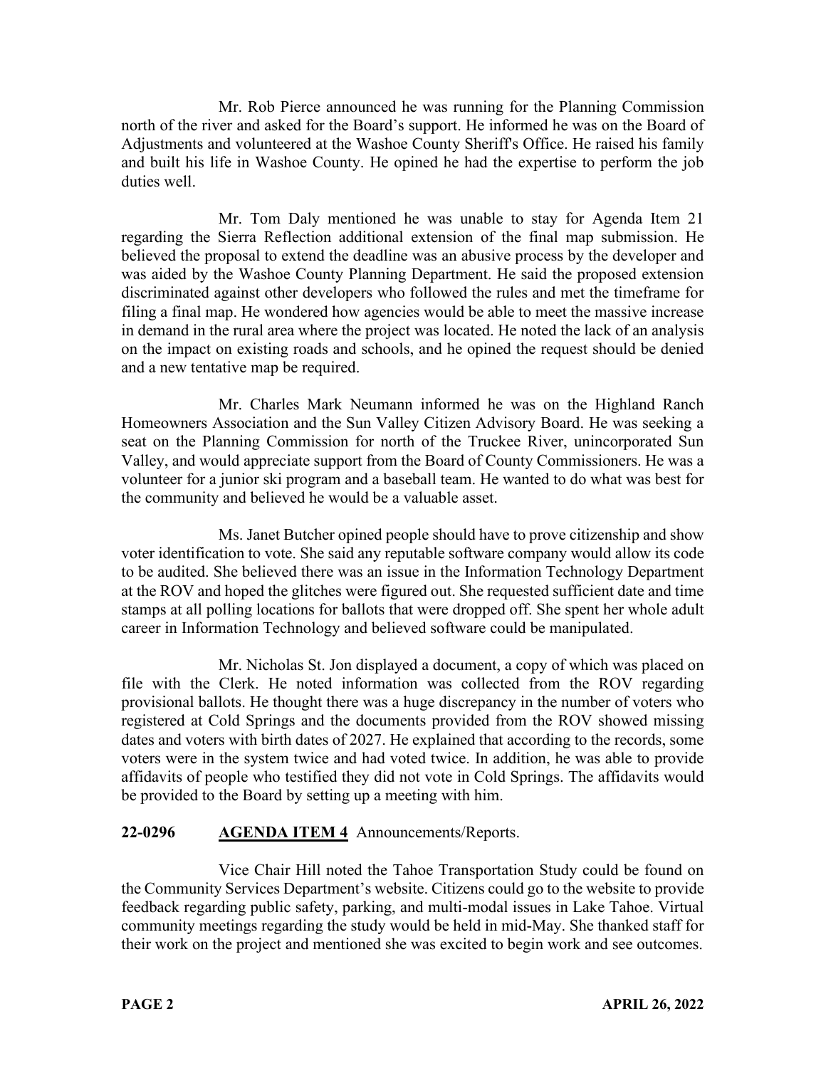Mr. Rob Pierce announced he was running for the Planning Commission north of the river and asked for the Board's support. He informed he was on the Board of Adjustments and volunteered at the Washoe County Sheriff's Office. He raised his family and built his life in Washoe County. He opined he had the expertise to perform the job duties well.

Mr. Tom Daly mentioned he was unable to stay for Agenda Item 21 regarding the Sierra Reflection additional extension of the final map submission. He believed the proposal to extend the deadline was an abusive process by the developer and was aided by the Washoe County Planning Department. He said the proposed extension discriminated against other developers who followed the rules and met the timeframe for filing a final map. He wondered how agencies would be able to meet the massive increase in demand in the rural area where the project was located. He noted the lack of an analysis on the impact on existing roads and schools, and he opined the request should be denied and a new tentative map be required.

Mr. Charles Mark Neumann informed he was on the Highland Ranch Homeowners Association and the Sun Valley Citizen Advisory Board. He was seeking a seat on the Planning Commission for north of the Truckee River, unincorporated Sun Valley, and would appreciate support from the Board of County Commissioners. He was a volunteer for a junior ski program and a baseball team. He wanted to do what was best for the community and believed he would be a valuable asset.

Ms. Janet Butcher opined people should have to prove citizenship and show voter identification to vote. She said any reputable software company would allow its code to be audited. She believed there was an issue in the Information Technology Department at the ROV and hoped the glitches were figured out. She requested sufficient date and time stamps at all polling locations for ballots that were dropped off. She spent her whole adult career in Information Technology and believed software could be manipulated.

Mr. Nicholas St. Jon displayed a document, a copy of which was placed on file with the Clerk. He noted information was collected from the ROV regarding provisional ballots. He thought there was a huge discrepancy in the number of voters who registered at Cold Springs and the documents provided from the ROV showed missing dates and voters with birth dates of 2027. He explained that according to the records, some voters were in the system twice and had voted twice. In addition, he was able to provide affidavits of people who testified they did not vote in Cold Springs. The affidavits would be provided to the Board by setting up a meeting with him.

**22-0296 AGENDA ITEM 4** Announcements/Reports.

Vice Chair Hill noted the Tahoe Transportation Study could be found on the Community Services Department's website. Citizens could go to the website to provide feedback regarding public safety, parking, and multi-modal issues in Lake Tahoe. Virtual community meetings regarding the study would be held in mid-May. She thanked staff for their work on the project and mentioned she was excited to begin work and see outcomes.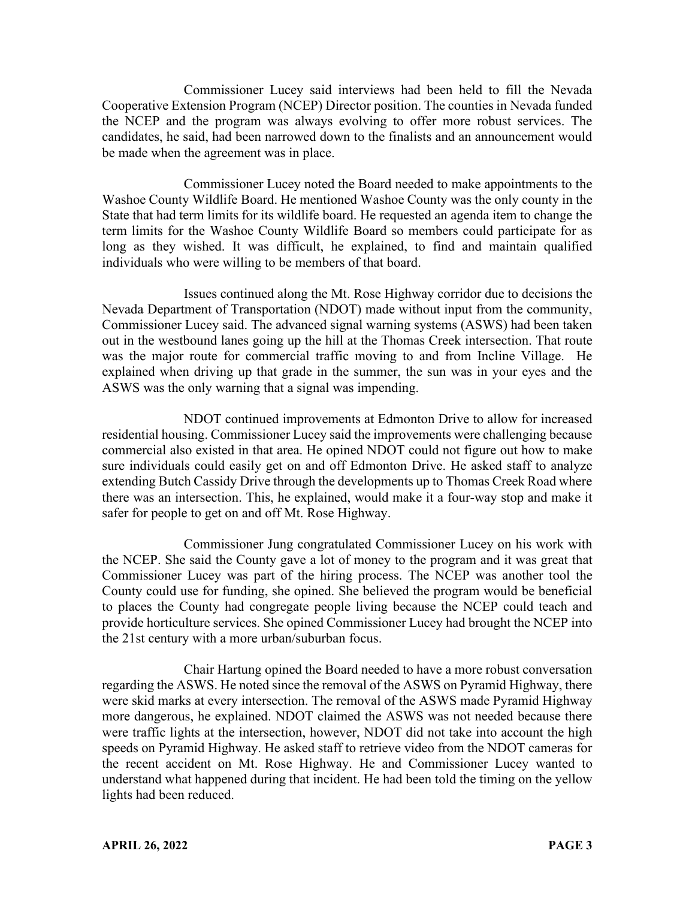Commissioner Lucey said interviews had been held to fill the Nevada Cooperative Extension Program (NCEP) Director position. The counties in Nevada funded the NCEP and the program was always evolving to offer more robust services. The candidates, he said, had been narrowed down to the finalists and an announcement would be made when the agreement was in place.

Commissioner Lucey noted the Board needed to make appointments to the Washoe County Wildlife Board. He mentioned Washoe County was the only county in the State that had term limits for its wildlife board. He requested an agenda item to change the term limits for the Washoe County Wildlife Board so members could participate for as long as they wished. It was difficult, he explained, to find and maintain qualified individuals who were willing to be members of that board.

Issues continued along the Mt. Rose Highway corridor due to decisions the Nevada Department of Transportation (NDOT) made without input from the community, Commissioner Lucey said. The advanced signal warning systems (ASWS) had been taken out in the westbound lanes going up the hill at the Thomas Creek intersection. That route was the major route for commercial traffic moving to and from Incline Village. He explained when driving up that grade in the summer, the sun was in your eyes and the ASWS was the only warning that a signal was impending.

NDOT continued improvements at Edmonton Drive to allow for increased residential housing. Commissioner Lucey said the improvements were challenging because commercial also existed in that area. He opined NDOT could not figure out how to make sure individuals could easily get on and off Edmonton Drive. He asked staff to analyze extending Butch Cassidy Drive through the developments up to Thomas Creek Road where there was an intersection. This, he explained, would make it a four-way stop and make it safer for people to get on and off Mt. Rose Highway.

Commissioner Jung congratulated Commissioner Lucey on his work with the NCEP. She said the County gave a lot of money to the program and it was great that Commissioner Lucey was part of the hiring process. The NCEP was another tool the County could use for funding, she opined. She believed the program would be beneficial to places the County had congregate people living because the NCEP could teach and provide horticulture services. She opined Commissioner Lucey had brought the NCEP into the 21st century with a more urban/suburban focus.

Chair Hartung opined the Board needed to have a more robust conversation regarding the ASWS. He noted since the removal of the ASWS on Pyramid Highway, there were skid marks at every intersection. The removal of the ASWS made Pyramid Highway more dangerous, he explained. NDOT claimed the ASWS was not needed because there were traffic lights at the intersection, however, NDOT did not take into account the high speeds on Pyramid Highway. He asked staff to retrieve video from the NDOT cameras for the recent accident on Mt. Rose Highway. He and Commissioner Lucey wanted to understand what happened during that incident. He had been told the timing on the yellow lights had been reduced.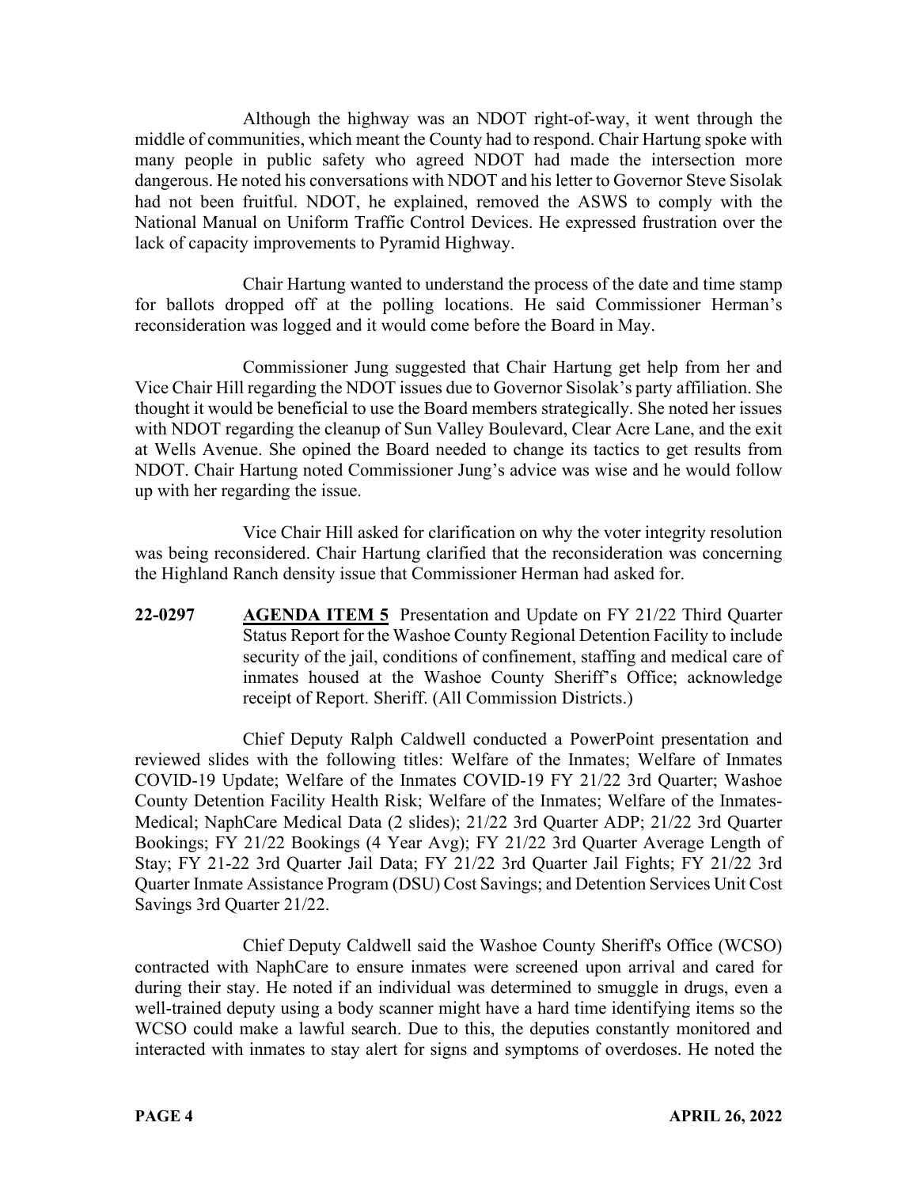Although the highway was an NDOT right-of-way, it went through the middle of communities, which meant the County had to respond. Chair Hartung spoke with many people in public safety who agreed NDOT had made the intersection more dangerous. He noted his conversations with NDOT and his letter to Governor Steve Sisolak had not been fruitful. NDOT, he explained, removed the ASWS to comply with the National Manual on Uniform Traffic Control Devices. He expressed frustration over the lack of capacity improvements to Pyramid Highway.

Chair Hartung wanted to understand the process of the date and time stamp for ballots dropped off at the polling locations. He said Commissioner Herman's reconsideration was logged and it would come before the Board in May.

Commissioner Jung suggested that Chair Hartung get help from her and Vice Chair Hill regarding the NDOT issues due to Governor Sisolak's party affiliation. She thought it would be beneficial to use the Board members strategically. She noted her issues with NDOT regarding the cleanup of Sun Valley Boulevard, Clear Acre Lane, and the exit at Wells Avenue. She opined the Board needed to change its tactics to get results from NDOT. Chair Hartung noted Commissioner Jung's advice was wise and he would follow up with her regarding the issue.

Vice Chair Hill asked for clarification on why the voter integrity resolution was being reconsidered. Chair Hartung clarified that the reconsideration was concerning the Highland Ranch density issue that Commissioner Herman had asked for.

**22-0297** **AGENDA ITEM 5** Presentation and Update on FY 21/22 Third Quarter Status Report for the Washoe County Regional Detention Facility to include security of the jail, conditions of confinement, staffing and medical care of inmates housed at the Washoe County Sheriff's Office; acknowledge receipt of Report. Sheriff. (All Commission Districts.)

Chief Deputy Ralph Caldwell conducted a PowerPoint presentation and reviewed slides with the following titles: Welfare of the Inmates; Welfare of Inmates COVID-19 Update; Welfare of the Inmates COVID-19 FY 21/22 3rd Quarter; Washoe County Detention Facility Health Risk; Welfare of the Inmates; Welfare of the Inmates-Medical; NaphCare Medical Data (2 slides); 21/22 3rd Quarter ADP; 21/22 3rd Quarter Bookings; FY 21/22 Bookings (4 Year Avg); FY 21/22 3rd Quarter Average Length of Stay; FY 21-22 3rd Quarter Jail Data; FY 21/22 3rd Quarter Jail Fights; FY 21/22 3rd Quarter Inmate Assistance Program (DSU) Cost Savings; and Detention Services Unit Cost Savings 3rd Quarter 21/22.

Chief Deputy Caldwell said the Washoe County Sheriff's Office (WCSO) contracted with NaphCare to ensure inmates were screened upon arrival and cared for during their stay. He noted if an individual was determined to smuggle in drugs, even a well-trained deputy using a body scanner might have a hard time identifying items so the WCSO could make a lawful search. Due to this, the deputies constantly monitored and interacted with inmates to stay alert for signs and symptoms of overdoses. He noted the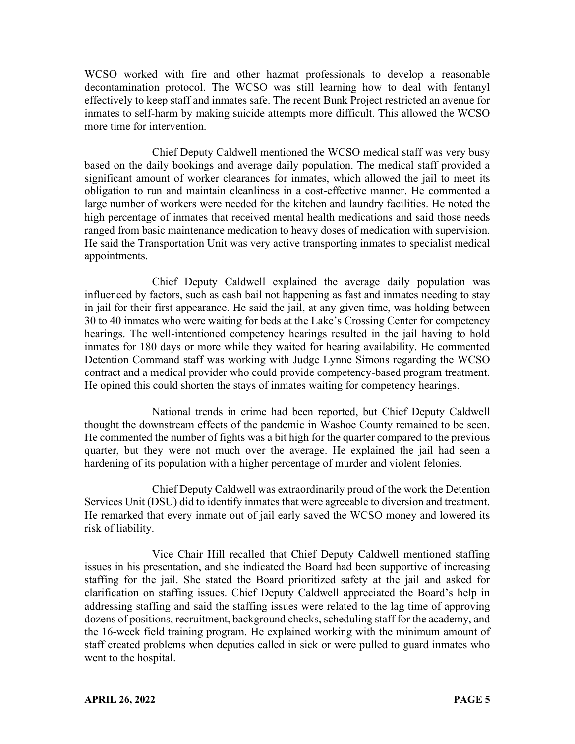WCSO worked with fire and other hazmat professionals to develop a reasonable decontamination protocol. The WCSO was still learning how to deal with fentanyl effectively to keep staff and inmates safe. The recent Bunk Project restricted an avenue for inmates to self-harm by making suicide attempts more difficult. This allowed the WCSO more time for intervention.

Chief Deputy Caldwell mentioned the WCSO medical staff was very busy based on the daily bookings and average daily population. The medical staff provided a significant amount of worker clearances for inmates, which allowed the jail to meet its obligation to run and maintain cleanliness in a cost-effective manner. He commented a large number of workers were needed for the kitchen and laundry facilities. He noted the high percentage of inmates that received mental health medications and said those needs ranged from basic maintenance medication to heavy doses of medication with supervision. He said the Transportation Unit was very active transporting inmates to specialist medical appointments.

Chief Deputy Caldwell explained the average daily population was influenced by factors, such as cash bail not happening as fast and inmates needing to stay in jail for their first appearance. He said the jail, at any given time, was holding between 30 to 40 inmates who were waiting for beds at the Lake's Crossing Center for competency hearings. The well-intentioned competency hearings resulted in the jail having to hold inmates for 180 days or more while they waited for hearing availability. He commented Detention Command staff was working with Judge Lynne Simons regarding the WCSO contract and a medical provider who could provide competency-based program treatment. He opined this could shorten the stays of inmates waiting for competency hearings.

National trends in crime had been reported, but Chief Deputy Caldwell thought the downstream effects of the pandemic in Washoe County remained to be seen. He commented the number of fights was a bit high for the quarter compared to the previous quarter, but they were not much over the average. He explained the jail had seen a hardening of its population with a higher percentage of murder and violent felonies.

Chief Deputy Caldwell was extraordinarily proud of the work the Detention Services Unit (DSU) did to identify inmates that were agreeable to diversion and treatment. He remarked that every inmate out of jail early saved the WCSO money and lowered its risk of liability.

Vice Chair Hill recalled that Chief Deputy Caldwell mentioned staffing issues in his presentation, and she indicated the Board had been supportive of increasing staffing for the jail. She stated the Board prioritized safety at the jail and asked for clarification on staffing issues. Chief Deputy Caldwell appreciated the Board's help in addressing staffing and said the staffing issues were related to the lag time of approving dozens of positions, recruitment, background checks, scheduling staff for the academy, and the 16-week field training program. He explained working with the minimum amount of staff created problems when deputies called in sick or were pulled to guard inmates who went to the hospital.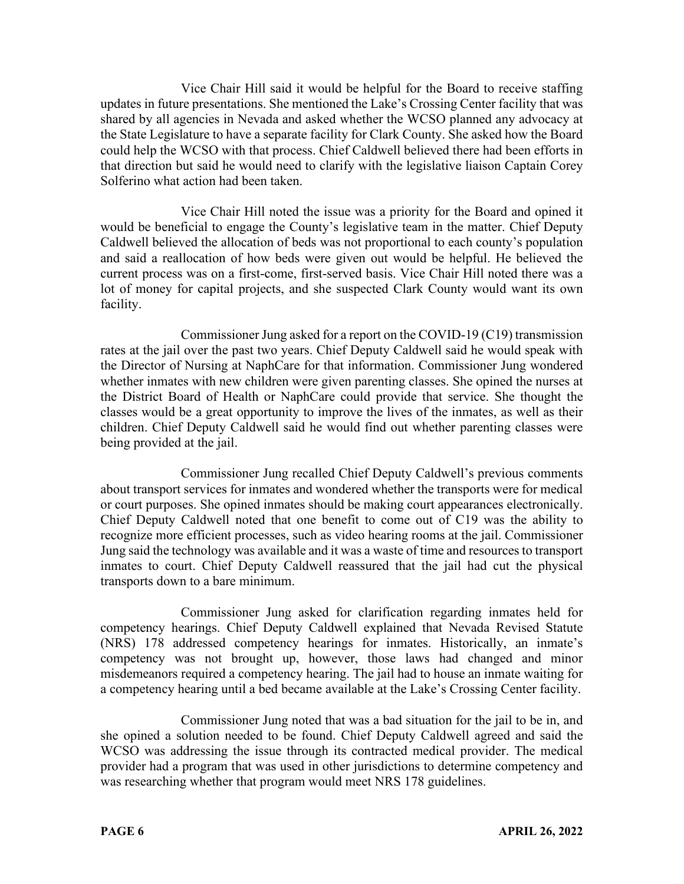Vice Chair Hill said it would be helpful for the Board to receive staffing updates in future presentations. She mentioned the Lake's Crossing Center facility that was shared by all agencies in Nevada and asked whether the WCSO planned any advocacy at the State Legislature to have a separate facility for Clark County. She asked how the Board could help the WCSO with that process. Chief Caldwell believed there had been efforts in that direction but said he would need to clarify with the legislative liaison Captain Corey Solferino what action had been taken.

Vice Chair Hill noted the issue was a priority for the Board and opined it would be beneficial to engage the County's legislative team in the matter. Chief Deputy Caldwell believed the allocation of beds was not proportional to each county's population and said a reallocation of how beds were given out would be helpful. He believed the current process was on a first-come, first-served basis. Vice Chair Hill noted there was a lot of money for capital projects, and she suspected Clark County would want its own facility.

Commissioner Jung asked for a report on the COVID-19 (C19) transmission rates at the jail over the past two years. Chief Deputy Caldwell said he would speak with the Director of Nursing at NaphCare for that information. Commissioner Jung wondered whether inmates with new children were given parenting classes. She opined the nurses at the District Board of Health or NaphCare could provide that service. She thought the classes would be a great opportunity to improve the lives of the inmates, as well as their children. Chief Deputy Caldwell said he would find out whether parenting classes were being provided at the jail.

Commissioner Jung recalled Chief Deputy Caldwell's previous comments about transport services for inmates and wondered whether the transports were for medical or court purposes. She opined inmates should be making court appearances electronically. Chief Deputy Caldwell noted that one benefit to come out of C19 was the ability to recognize more efficient processes, such as video hearing rooms at the jail. Commissioner Jung said the technology was available and it was a waste of time and resources to transport inmates to court. Chief Deputy Caldwell reassured that the jail had cut the physical transports down to a bare minimum.

Commissioner Jung asked for clarification regarding inmates held for competency hearings. Chief Deputy Caldwell explained that Nevada Revised Statute (NRS) 178 addressed competency hearings for inmates. Historically, an inmate's competency was not brought up, however, those laws had changed and minor misdemeanors required a competency hearing. The jail had to house an inmate waiting for a competency hearing until a bed became available at the Lake's Crossing Center facility.

Commissioner Jung noted that was a bad situation for the jail to be in, and she opined a solution needed to be found. Chief Deputy Caldwell agreed and said the WCSO was addressing the issue through its contracted medical provider. The medical provider had a program that was used in other jurisdictions to determine competency and was researching whether that program would meet NRS 178 guidelines.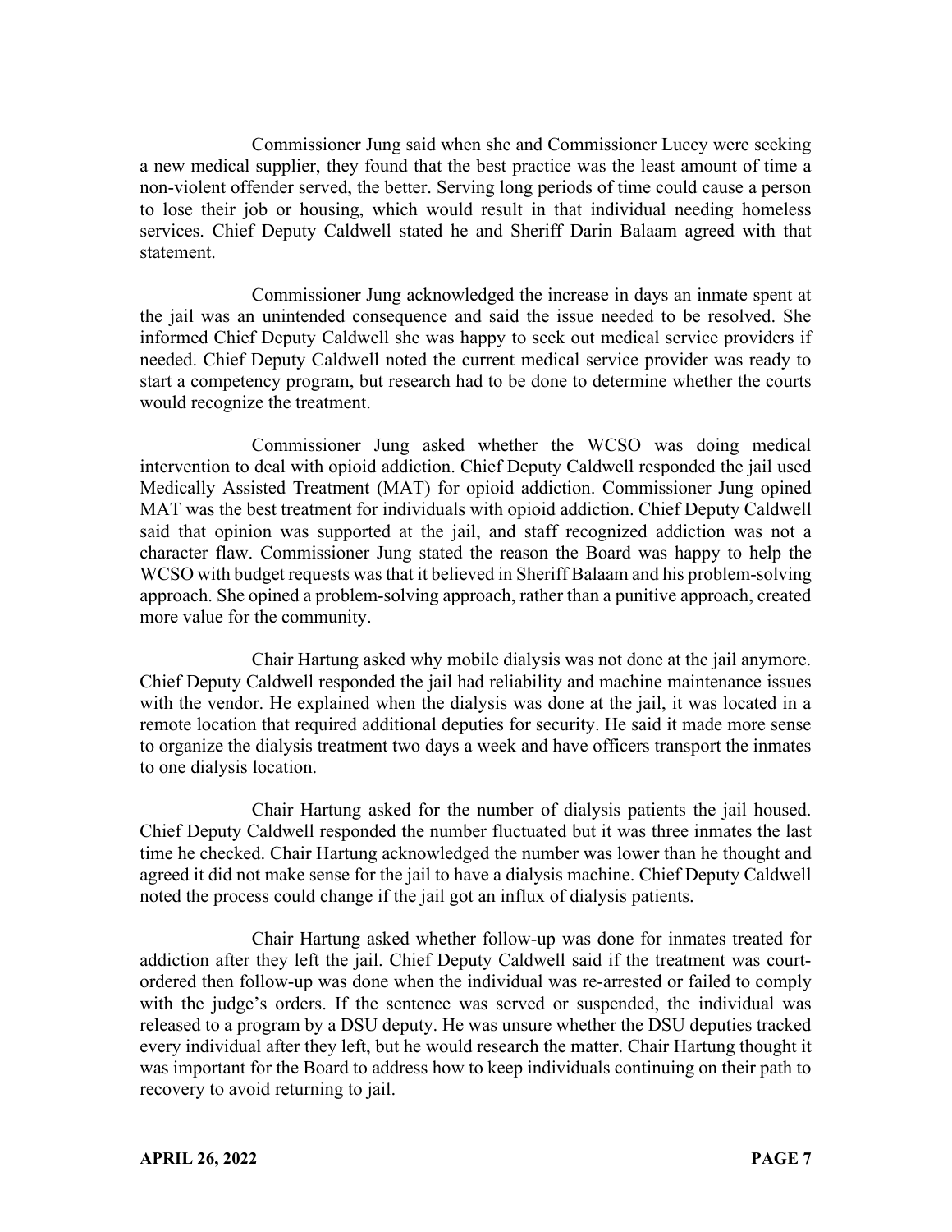Commissioner Jung said when she and Commissioner Lucey were seeking a new medical supplier, they found that the best practice was the least amount of time a non-violent offender served, the better. Serving long periods of time could cause a person to lose their job or housing, which would result in that individual needing homeless services. Chief Deputy Caldwell stated he and Sheriff Darin Balaam agreed with that statement.

Commissioner Jung acknowledged the increase in days an inmate spent at the jail was an unintended consequence and said the issue needed to be resolved. She informed Chief Deputy Caldwell she was happy to seek out medical service providers if needed. Chief Deputy Caldwell noted the current medical service provider was ready to start a competency program, but research had to be done to determine whether the courts would recognize the treatment.

Commissioner Jung asked whether the WCSO was doing medical intervention to deal with opioid addiction. Chief Deputy Caldwell responded the jail used Medically Assisted Treatment (MAT) for opioid addiction. Commissioner Jung opined MAT was the best treatment for individuals with opioid addiction. Chief Deputy Caldwell said that opinion was supported at the jail, and staff recognized addiction was not a character flaw. Commissioner Jung stated the reason the Board was happy to help the WCSO with budget requests was that it believed in Sheriff Balaam and his problem-solving approach. She opined a problem-solving approach, rather than a punitive approach, created more value for the community.

Chair Hartung asked why mobile dialysis was not done at the jail anymore. Chief Deputy Caldwell responded the jail had reliability and machine maintenance issues with the vendor. He explained when the dialysis was done at the jail, it was located in a remote location that required additional deputies for security. He said it made more sense to organize the dialysis treatment two days a week and have officers transport the inmates to one dialysis location.

Chair Hartung asked for the number of dialysis patients the jail housed. Chief Deputy Caldwell responded the number fluctuated but it was three inmates the last time he checked. Chair Hartung acknowledged the number was lower than he thought and agreed it did not make sense for the jail to have a dialysis machine. Chief Deputy Caldwell noted the process could change if the jail got an influx of dialysis patients.

Chair Hartung asked whether follow-up was done for inmates treated for addiction after they left the jail. Chief Deputy Caldwell said if the treatment was court-ordered then follow-up was done when the individual was re-arrested or failed to comply with the judge's orders. If the sentence was served or suspended, the individual was released to a program by a DSU deputy. He was unsure whether the DSU deputies tracked every individual after they left, but he would research the matter. Chair Hartung thought it was important for the Board to address how to keep individuals continuing on their path to recovery to avoid returning to jail.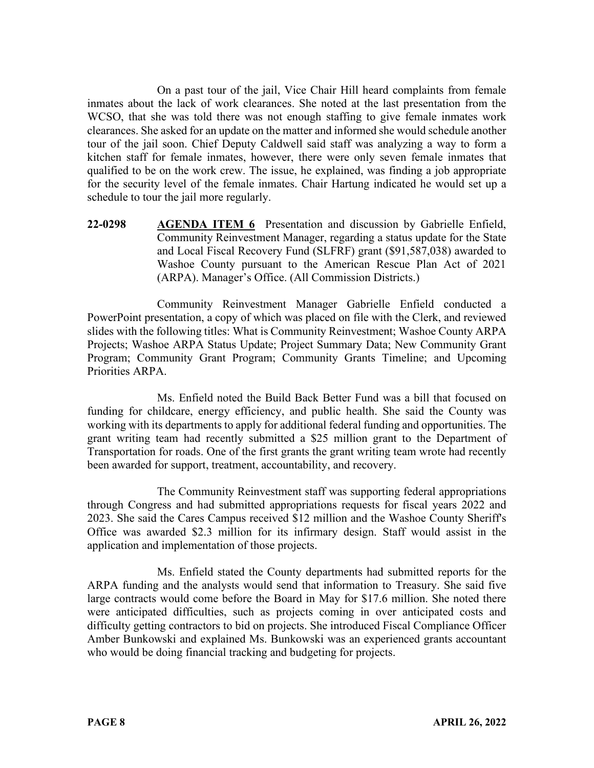On a past tour of the jail, Vice Chair Hill heard complaints from female inmates about the lack of work clearances. She noted at the last presentation from the WCSO, that she was told there was not enough staffing to give female inmates work clearances. She asked for an update on the matter and informed she would schedule another tour of the jail soon. Chief Deputy Caldwell said staff was analyzing a way to form a kitchen staff for female inmates, however, there were only seven female inmates that qualified to be on the work crew. The issue, he explained, was finding a job appropriate for the security level of the female inmates. Chair Hartung indicated he would set up a schedule to tour the jail more regularly.

**22-0298** **AGENDA ITEM 6** Presentation and discussion by Gabrielle Enfield, Community Reinvestment Manager, regarding a status update for the State and Local Fiscal Recovery Fund (SLFRF) grant ($91,587,038) awarded to Washoe County pursuant to the American Rescue Plan Act of 2021 (ARPA). Manager's Office. (All Commission Districts.)

Community Reinvestment Manager Gabrielle Enfield conducted a PowerPoint presentation, a copy of which was placed on file with the Clerk, and reviewed slides with the following titles: What is Community Reinvestment; Washoe County ARPA Projects; Washoe ARPA Status Update; Project Summary Data; New Community Grant Program; Community Grant Program; Community Grants Timeline; and Upcoming Priorities ARPA.

Ms. Enfield noted the Build Back Better Fund was a bill that focused on funding for childcare, energy efficiency, and public health. She said the County was working with its departments to apply for additional federal funding and opportunities. The grant writing team had recently submitted a $25 million grant to the Department of Transportation for roads. One of the first grants the grant writing team wrote had recently been awarded for support, treatment, accountability, and recovery.

The Community Reinvestment staff was supporting federal appropriations through Congress and had submitted appropriations requests for fiscal years 2022 and 2023. She said the Cares Campus received $12 million and the Washoe County Sheriff's Office was awarded $2.3 million for its infirmary design. Staff would assist in the application and implementation of those projects.

Ms. Enfield stated the County departments had submitted reports for the ARPA funding and the analysts would send that information to Treasury. She said five large contracts would come before the Board in May for $17.6 million. She noted there were anticipated difficulties, such as projects coming in over anticipated costs and difficulty getting contractors to bid on projects. She introduced Fiscal Compliance Officer Amber Bunkowski and explained Ms. Bunkowski was an experienced grants accountant who would be doing financial tracking and budgeting for projects.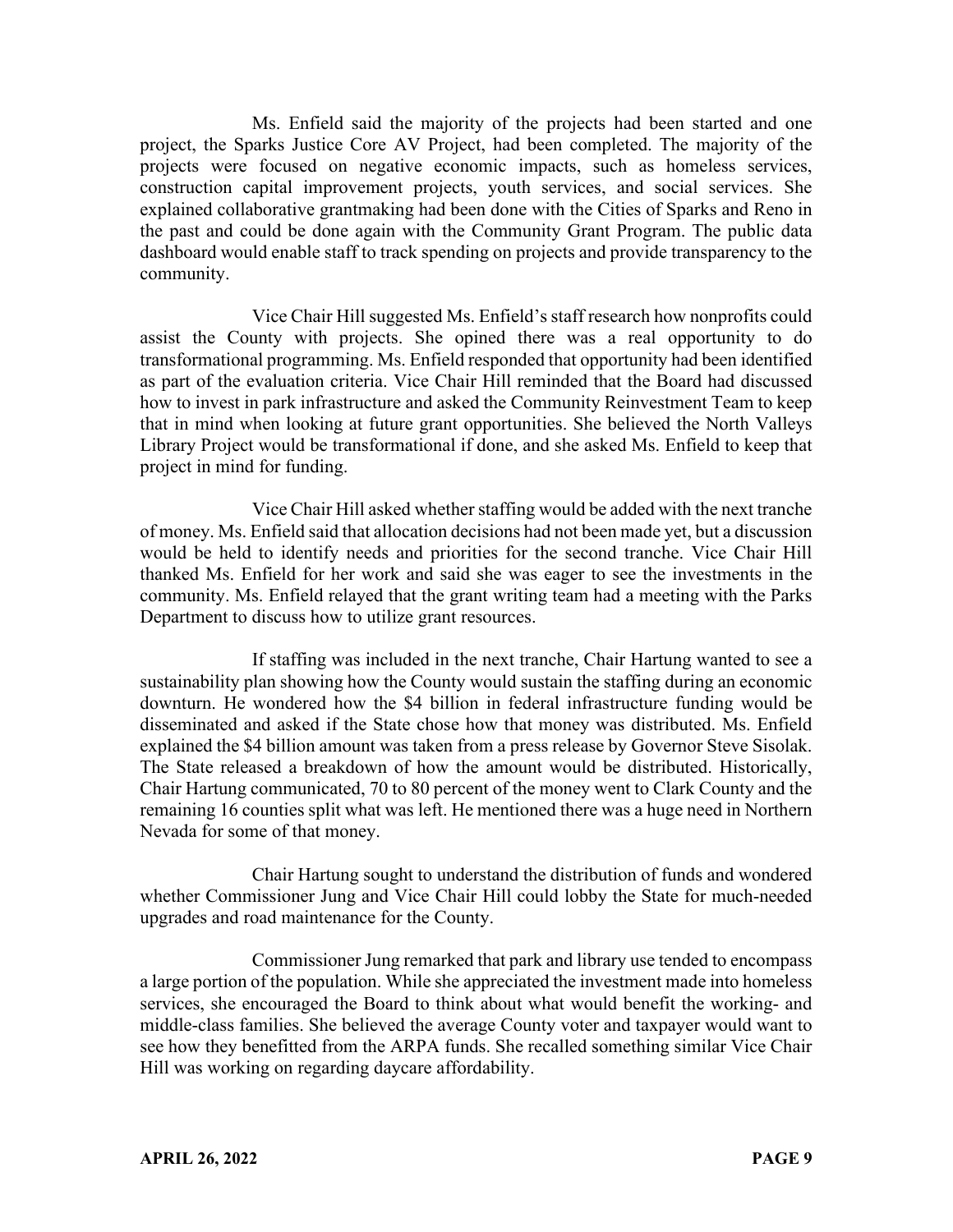Ms. Enfield said the majority of the projects had been started and one project, the Sparks Justice Core AV Project, had been completed. The majority of the projects were focused on negative economic impacts, such as homeless services, construction capital improvement projects, youth services, and social services. She explained collaborative grantmaking had been done with the Cities of Sparks and Reno in the past and could be done again with the Community Grant Program. The public data dashboard would enable staff to track spending on projects and provide transparency to the community.

Vice Chair Hill suggested Ms. Enfield's staff research how nonprofits could assist the County with projects. She opined there was a real opportunity to do transformational programming. Ms. Enfield responded that opportunity had been identified as part of the evaluation criteria. Vice Chair Hill reminded that the Board had discussed how to invest in park infrastructure and asked the Community Reinvestment Team to keep that in mind when looking at future grant opportunities. She believed the North Valleys Library Project would be transformational if done, and she asked Ms. Enfield to keep that project in mind for funding.

Vice Chair Hill asked whether staffing would be added with the next tranche of money. Ms. Enfield said that allocation decisions had not been made yet, but a discussion would be held to identify needs and priorities for the second tranche. Vice Chair Hill thanked Ms. Enfield for her work and said she was eager to see the investments in the community. Ms. Enfield relayed that the grant writing team had a meeting with the Parks Department to discuss how to utilize grant resources.

If staffing was included in the next tranche, Chair Hartung wanted to see a sustainability plan showing how the County would sustain the staffing during an economic downturn. He wondered how the $4 billion in federal infrastructure funding would be disseminated and asked if the State chose how that money was distributed. Ms. Enfield explained the $4 billion amount was taken from a press release by Governor Steve Sisolak. The State released a breakdown of how the amount would be distributed. Historically, Chair Hartung communicated, 70 to 80 percent of the money went to Clark County and the remaining 16 counties split what was left. He mentioned there was a huge need in Northern Nevada for some of that money.

Chair Hartung sought to understand the distribution of funds and wondered whether Commissioner Jung and Vice Chair Hill could lobby the State for much-needed upgrades and road maintenance for the County.

Commissioner Jung remarked that park and library use tended to encompass a large portion of the population. While she appreciated the investment made into homeless services, she encouraged the Board to think about what would benefit the working- and middle-class families. She believed the average County voter and taxpayer would want to see how they benefitted from the ARPA funds. She recalled something similar Vice Chair Hill was working on regarding daycare affordability.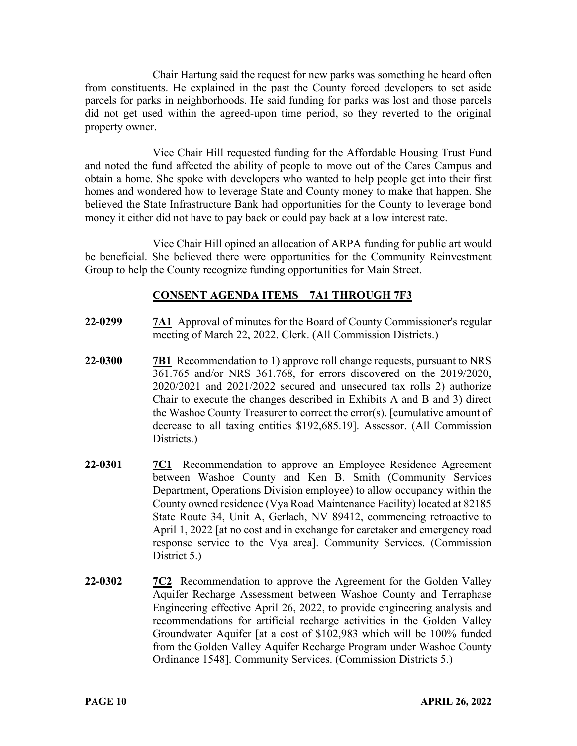Chair Hartung said the request for new parks was something he heard often from constituents. He explained in the past the County forced developers to set aside parcels for parks in neighborhoods. He said funding for parks was lost and those parcels did not get used within the agreed-upon time period, so they reverted to the original property owner.

Vice Chair Hill requested funding for the Affordable Housing Trust Fund and noted the fund affected the ability of people to move out of the Cares Campus and obtain a home. She spoke with developers who wanted to help people get into their first homes and wondered how to leverage State and County money to make that happen. She believed the State Infrastructure Bank had opportunities for the County to leverage bond money it either did not have to pay back or could pay back at a low interest rate.

Vice Chair Hill opined an allocation of ARPA funding for public art would be beneficial. She believed there were opportunities for the Community Reinvestment Group to help the County recognize funding opportunities for Main Street.

## CONSENT AGENDA ITEMS – 7A1 THROUGH 7F3

**22-0299** **7A1** Approval of minutes for the Board of County Commissioner's regular meeting of March 22, 2022. Clerk. (All Commission Districts.)

**22-0300** **7B1** Recommendation to 1) approve roll change requests, pursuant to NRS 361.765 and/or NRS 361.768, for errors discovered on the 2019/2020, 2020/2021 and 2021/2022 secured and unsecured tax rolls 2) authorize Chair to execute the changes described in Exhibits A and B and 3) direct the Washoe County Treasurer to correct the error(s). [cumulative amount of decrease to all taxing entities $192,685.19]. Assessor. (All Commission Districts.)

**22-0301** **7C1** Recommendation to approve an Employee Residence Agreement between Washoe County and Ken B. Smith (Community Services Department, Operations Division employee) to allow occupancy within the County owned residence (Vya Road Maintenance Facility) located at 82185 State Route 34, Unit A, Gerlach, NV 89412, commencing retroactive to April 1, 2022 [at no cost and in exchange for caretaker and emergency road response service to the Vya area]. Community Services. (Commission District 5.)

**22-0302** **7C2** Recommendation to approve the Agreement for the Golden Valley Aquifer Recharge Assessment between Washoe County and Terraphase Engineering effective April 26, 2022, to provide engineering analysis and recommendations for artificial recharge activities in the Golden Valley Groundwater Aquifer [at a cost of $102,983 which will be 100% funded from the Golden Valley Aquifer Recharge Program under Washoe County Ordinance 1548]. Community Services. (Commission Districts 5.)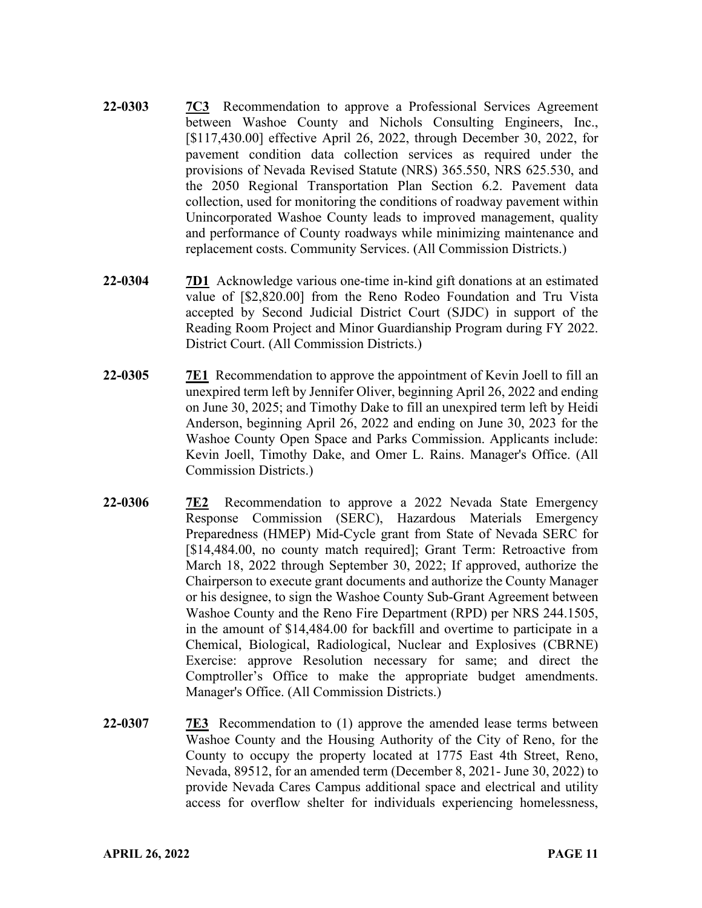**22-0303** **7C3** Recommendation to approve a Professional Services Agreement between Washoe County and Nichols Consulting Engineers, Inc., [$117,430.00] effective April 26, 2022, through December 30, 2022, for pavement condition data collection services as required under the provisions of Nevada Revised Statute (NRS) 365.550, NRS 625.530, and the 2050 Regional Transportation Plan Section 6.2. Pavement data collection, used for monitoring the conditions of roadway pavement within Unincorporated Washoe County leads to improved management, quality and performance of County roadways while minimizing maintenance and replacement costs. Community Services. (All Commission Districts.)

**22-0304** **7D1** Acknowledge various one-time in-kind gift donations at an estimated value of [$2,820.00] from the Reno Rodeo Foundation and Tru Vista accepted by Second Judicial District Court (SJDC) in support of the Reading Room Project and Minor Guardianship Program during FY 2022. District Court. (All Commission Districts.)

**22-0305** **7E1** Recommendation to approve the appointment of Kevin Joell to fill an unexpired term left by Jennifer Oliver, beginning April 26, 2022 and ending on June 30, 2025; and Timothy Dake to fill an unexpired term left by Heidi Anderson, beginning April 26, 2022 and ending on June 30, 2023 for the Washoe County Open Space and Parks Commission. Applicants include: Kevin Joell, Timothy Dake, and Omer L. Rains. Manager's Office. (All Commission Districts.)

**22-0306** **7E2** Recommendation to approve a 2022 Nevada State Emergency Response Commission (SERC), Hazardous Materials Emergency Preparedness (HMEP) Mid-Cycle grant from State of Nevada SERC for [$14,484.00, no county match required]; Grant Term: Retroactive from March 18, 2022 through September 30, 2022; If approved, authorize the Chairperson to execute grant documents and authorize the County Manager or his designee, to sign the Washoe County Sub-Grant Agreement between Washoe County and the Reno Fire Department (RPD) per NRS 244.1505, in the amount of $14,484.00 for backfill and overtime to participate in a Chemical, Biological, Radiological, Nuclear and Explosives (CBRNE) Exercise: approve Resolution necessary for same; and direct the Comptroller's Office to make the appropriate budget amendments. Manager's Office. (All Commission Districts.)

**22-0307** **7E3** Recommendation to (1) approve the amended lease terms between Washoe County and the Housing Authority of the City of Reno, for the County to occupy the property located at 1775 East 4th Street, Reno, Nevada, 89512, for an amended term (December 8, 2021- June 30, 2022) to provide Nevada Cares Campus additional space and electrical and utility access for overflow shelter for individuals experiencing homelessness,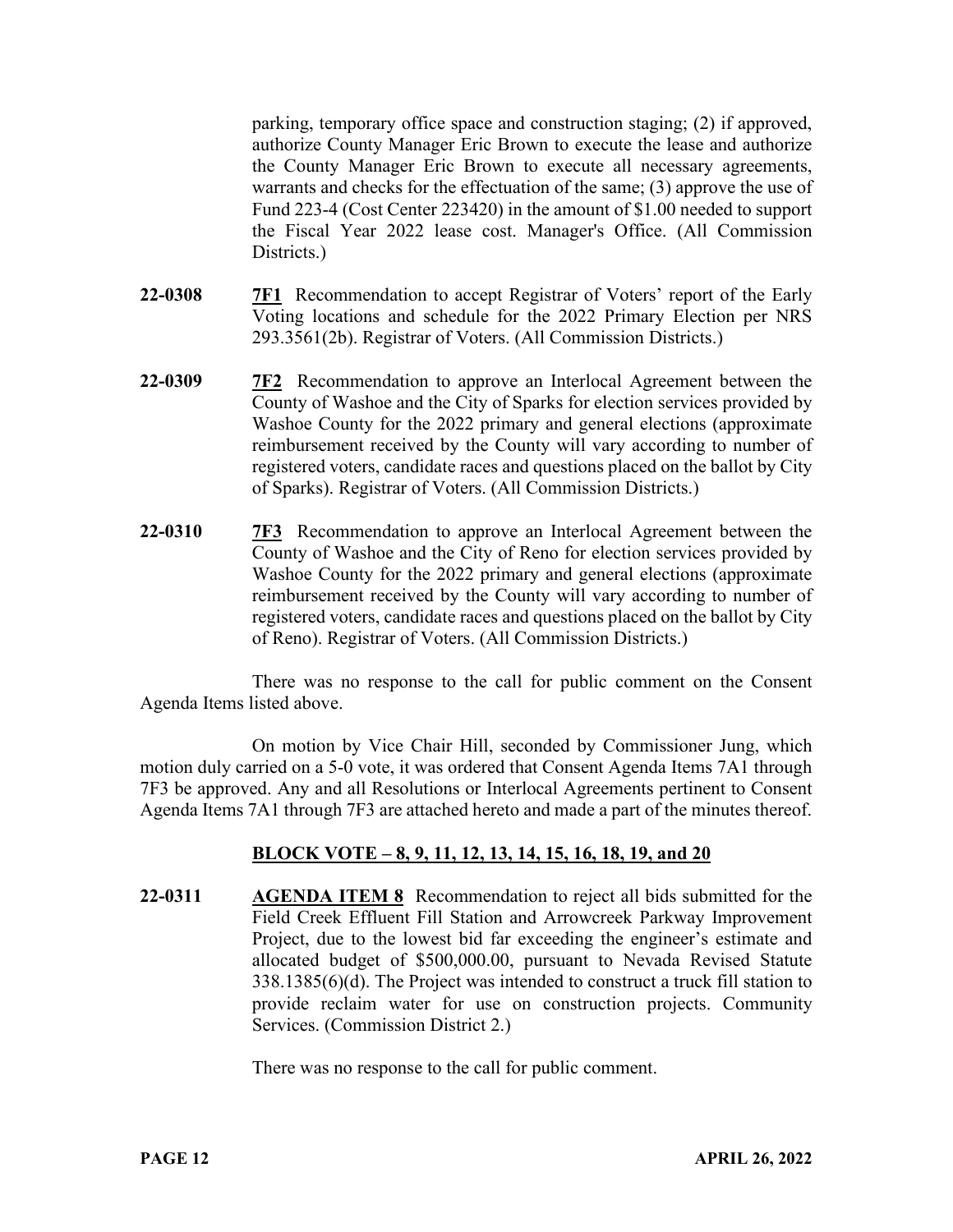parking, temporary office space and construction staging; (2) if approved, authorize County Manager Eric Brown to execute the lease and authorize the County Manager Eric Brown to execute all necessary agreements, warrants and checks for the effectuation of the same; (3) approve the use of Fund 223-4 (Cost Center 223420) in the amount of $1.00 needed to support the Fiscal Year 2022 lease cost. Manager's Office. (All Commission Districts.)

**22-0308** **7F1** Recommendation to accept Registrar of Voters' report of the Early Voting locations and schedule for the 2022 Primary Election per NRS 293.3561(2b). Registrar of Voters. (All Commission Districts.)

**22-0309** **7F2** Recommendation to approve an Interlocal Agreement between the County of Washoe and the City of Sparks for election services provided by Washoe County for the 2022 primary and general elections (approximate reimbursement received by the County will vary according to number of registered voters, candidate races and questions placed on the ballot by City of Sparks). Registrar of Voters. (All Commission Districts.)

**22-0310** **7F3** Recommendation to approve an Interlocal Agreement between the County of Washoe and the City of Reno for election services provided by Washoe County for the 2022 primary and general elections (approximate reimbursement received by the County will vary according to number of registered voters, candidate races and questions placed on the ballot by City of Reno). Registrar of Voters. (All Commission Districts.)

There was no response to the call for public comment on the Consent Agenda Items listed above.

On motion by Vice Chair Hill, seconded by Commissioner Jung, which motion duly carried on a 5-0 vote, it was ordered that Consent Agenda Items 7A1 through 7F3 be approved. Any and all Resolutions or Interlocal Agreements pertinent to Consent Agenda Items 7A1 through 7F3 are attached hereto and made a part of the minutes thereof.

**BLOCK VOTE – 8, 9, 11, 12, 13, 14, 15, 16, 18, 19, and 20**

**22-0311** **AGENDA ITEM 8** Recommendation to reject all bids submitted for the Field Creek Effluent Fill Station and Arrowcreek Parkway Improvement Project, due to the lowest bid far exceeding the engineer's estimate and allocated budget of $500,000.00, pursuant to Nevada Revised Statute 338.1385(6)(d). The Project was intended to construct a truck fill station to provide reclaim water for use on construction projects. Community Services. (Commission District 2.)

There was no response to the call for public comment.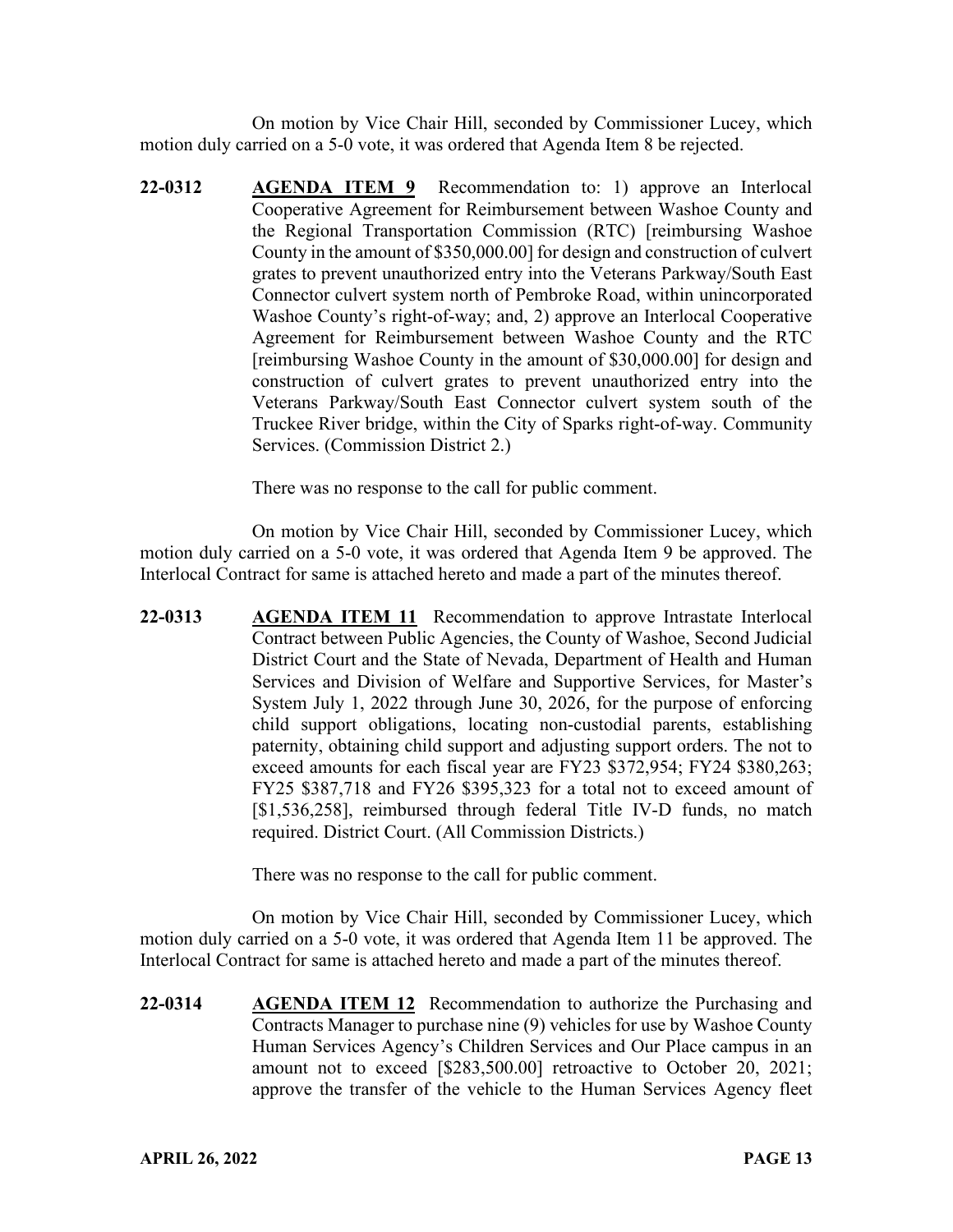On motion by Vice Chair Hill, seconded by Commissioner Lucey, which motion duly carried on a 5-0 vote, it was ordered that Agenda Item 8 be rejected.

**22-0312** **AGENDA ITEM 9** Recommendation to: 1) approve an Interlocal Cooperative Agreement for Reimbursement between Washoe County and the Regional Transportation Commission (RTC) [reimbursing Washoe County in the amount of $350,000.00] for design and construction of culvert grates to prevent unauthorized entry into the Veterans Parkway/South East Connector culvert system north of Pembroke Road, within unincorporated Washoe County's right-of-way; and, 2) approve an Interlocal Cooperative Agreement for Reimbursement between Washoe County and the RTC [reimbursing Washoe County in the amount of $30,000.00] for design and construction of culvert grates to prevent unauthorized entry into the Veterans Parkway/South East Connector culvert system south of the Truckee River bridge, within the City of Sparks right-of-way. Community Services. (Commission District 2.)

There was no response to the call for public comment.

On motion by Vice Chair Hill, seconded by Commissioner Lucey, which motion duly carried on a 5-0 vote, it was ordered that Agenda Item 9 be approved. The Interlocal Contract for same is attached hereto and made a part of the minutes thereof.

**22-0313** **AGENDA ITEM 11** Recommendation to approve Intrastate Interlocal Contract between Public Agencies, the County of Washoe, Second Judicial District Court and the State of Nevada, Department of Health and Human Services and Division of Welfare and Supportive Services, for Master's System July 1, 2022 through June 30, 2026, for the purpose of enforcing child support obligations, locating non-custodial parents, establishing paternity, obtaining child support and adjusting support orders. The not to exceed amounts for each fiscal year are FY23 $372,954; FY24 $380,263; FY25 $387,718 and FY26 $395,323 for a total not to exceed amount of [$1,536,258], reimbursed through federal Title IV-D funds, no match required. District Court. (All Commission Districts.)

There was no response to the call for public comment.

On motion by Vice Chair Hill, seconded by Commissioner Lucey, which motion duly carried on a 5-0 vote, it was ordered that Agenda Item 11 be approved. The Interlocal Contract for same is attached hereto and made a part of the minutes thereof.

**22-0314** **AGENDA ITEM 12** Recommendation to authorize the Purchasing and Contracts Manager to purchase nine (9) vehicles for use by Washoe County Human Services Agency's Children Services and Our Place campus in an amount not to exceed [$283,500.00] retroactive to October 20, 2021; approve the transfer of the vehicle to the Human Services Agency fleet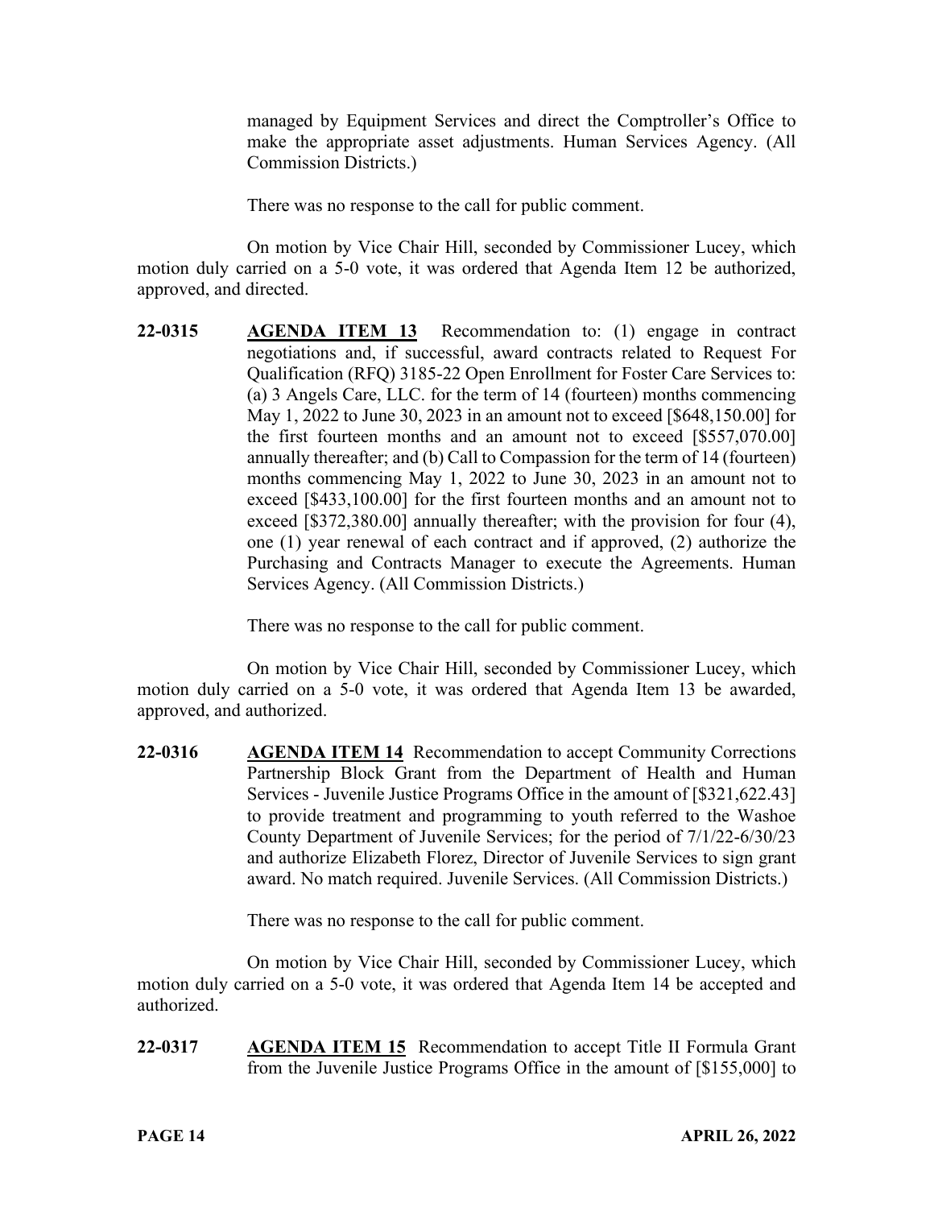managed by Equipment Services and direct the Comptroller's Office to make the appropriate asset adjustments. Human Services Agency. (All Commission Districts.)

There was no response to the call for public comment.

On motion by Vice Chair Hill, seconded by Commissioner Lucey, which motion duly carried on a 5-0 vote, it was ordered that Agenda Item 12 be authorized, approved, and directed.

**22-0315** **AGENDA ITEM 13** Recommendation to: (1) engage in contract negotiations and, if successful, award contracts related to Request For Qualification (RFQ) 3185-22 Open Enrollment for Foster Care Services to: (a) 3 Angels Care, LLC. for the term of 14 (fourteen) months commencing May 1, 2022 to June 30, 2023 in an amount not to exceed [$648,150.00] for the first fourteen months and an amount not to exceed [$557,070.00] annually thereafter; and (b) Call to Compassion for the term of 14 (fourteen) months commencing May 1, 2022 to June 30, 2023 in an amount not to exceed [$433,100.00] for the first fourteen months and an amount not to exceed [$372,380.00] annually thereafter; with the provision for four (4), one (1) year renewal of each contract and if approved, (2) authorize the Purchasing and Contracts Manager to execute the Agreements. Human Services Agency. (All Commission Districts.)

There was no response to the call for public comment.

On motion by Vice Chair Hill, seconded by Commissioner Lucey, which motion duly carried on a 5-0 vote, it was ordered that Agenda Item 13 be awarded, approved, and authorized.

**22-0316** **AGENDA ITEM 14** Recommendation to accept Community Corrections Partnership Block Grant from the Department of Health and Human Services - Juvenile Justice Programs Office in the amount of [$321,622.43] to provide treatment and programming to youth referred to the Washoe County Department of Juvenile Services; for the period of 7/1/22-6/30/23 and authorize Elizabeth Florez, Director of Juvenile Services to sign grant award. No match required. Juvenile Services. (All Commission Districts.)

There was no response to the call for public comment.

On motion by Vice Chair Hill, seconded by Commissioner Lucey, which motion duly carried on a 5-0 vote, it was ordered that Agenda Item 14 be accepted and authorized.

**22-0317** **AGENDA ITEM 15** Recommendation to accept Title II Formula Grant from the Juvenile Justice Programs Office in the amount of [$155,000] to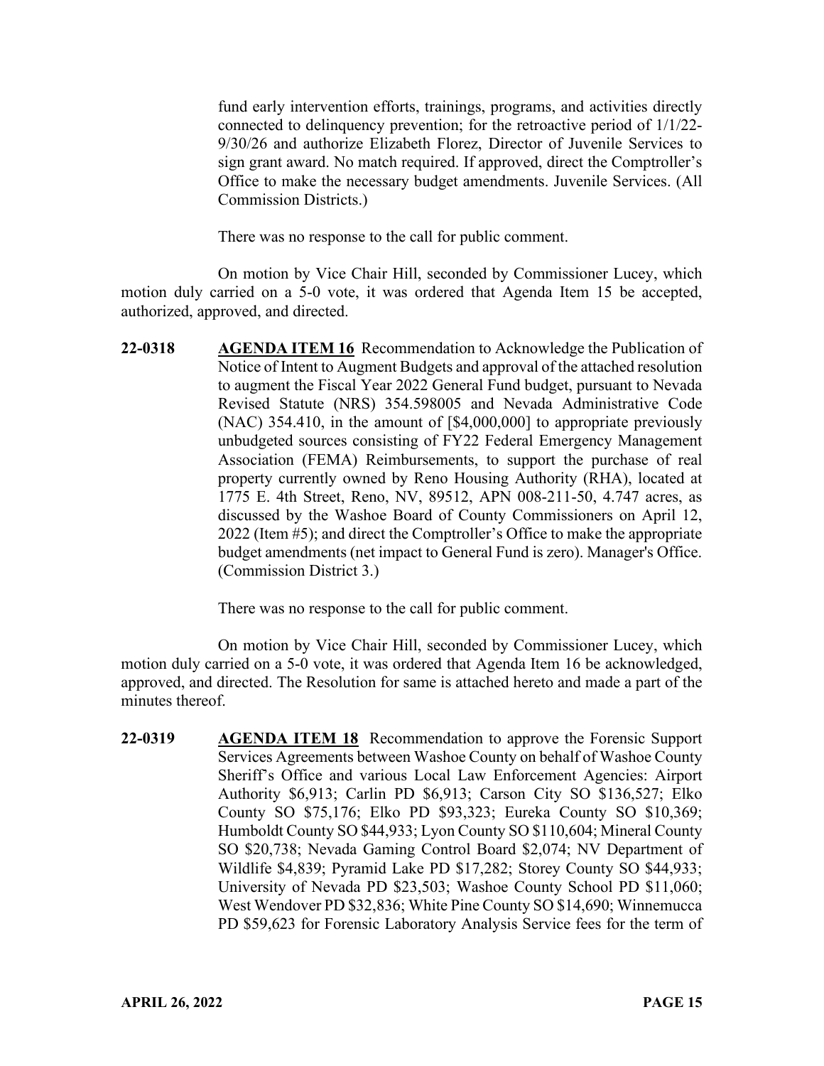fund early intervention efforts, trainings, programs, and activities directly connected to delinquency prevention; for the retroactive period of 1/1/22-9/30/26 and authorize Elizabeth Florez, Director of Juvenile Services to sign grant award. No match required. If approved, direct the Comptroller's Office to make the necessary budget amendments. Juvenile Services. (All Commission Districts.)

There was no response to the call for public comment.

On motion by Vice Chair Hill, seconded by Commissioner Lucey, which motion duly carried on a 5-0 vote, it was ordered that Agenda Item 15 be accepted, authorized, approved, and directed.

**22-0318** **AGENDA ITEM 16** Recommendation to Acknowledge the Publication of Notice of Intent to Augment Budgets and approval of the attached resolution to augment the Fiscal Year 2022 General Fund budget, pursuant to Nevada Revised Statute (NRS) 354.598005 and Nevada Administrative Code (NAC) 354.410, in the amount of [$4,000,000] to appropriate previously unbudgeted sources consisting of FY22 Federal Emergency Management Association (FEMA) Reimbursements, to support the purchase of real property currently owned by Reno Housing Authority (RHA), located at 1775 E. 4th Street, Reno, NV, 89512, APN 008-211-50, 4.747 acres, as discussed by the Washoe Board of County Commissioners on April 12, 2022 (Item #5); and direct the Comptroller's Office to make the appropriate budget amendments (net impact to General Fund is zero). Manager's Office. (Commission District 3.)

There was no response to the call for public comment.

On motion by Vice Chair Hill, seconded by Commissioner Lucey, which motion duly carried on a 5-0 vote, it was ordered that Agenda Item 16 be acknowledged, approved, and directed. The Resolution for same is attached hereto and made a part of the minutes thereof.

**22-0319** **AGENDA ITEM 18** Recommendation to approve the Forensic Support Services Agreements between Washoe County on behalf of Washoe County Sheriff's Office and various Local Law Enforcement Agencies: Airport Authority $6,913; Carlin PD $6,913; Carson City SO $136,527; Elko County SO $75,176; Elko PD $93,323; Eureka County SO $10,369; Humboldt County SO $44,933; Lyon County SO $110,604; Mineral County SO $20,738; Nevada Gaming Control Board $2,074; NV Department of Wildlife $4,839; Pyramid Lake PD $17,282; Storey County SO $44,933; University of Nevada PD $23,503; Washoe County School PD $11,060; West Wendover PD $32,836; White Pine County SO $14,690; Winnemucca PD $59,623 for Forensic Laboratory Analysis Service fees for the term of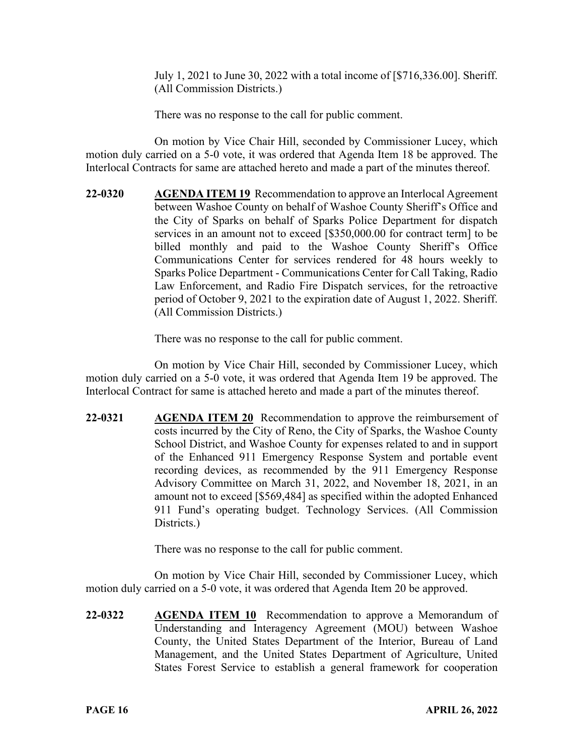July 1, 2021 to June 30, 2022 with a total income of [$716,336.00]. Sheriff. (All Commission Districts.)

There was no response to the call for public comment.

On motion by Vice Chair Hill, seconded by Commissioner Lucey, which motion duly carried on a 5-0 vote, it was ordered that Agenda Item 18 be approved. The Interlocal Contracts for same are attached hereto and made a part of the minutes thereof.

**22-0320** **AGENDA ITEM 19** Recommendation to approve an Interlocal Agreement between Washoe County on behalf of Washoe County Sheriff's Office and the City of Sparks on behalf of Sparks Police Department for dispatch services in an amount not to exceed [$350,000.00 for contract term] to be billed monthly and paid to the Washoe County Sheriff's Office Communications Center for services rendered for 48 hours weekly to Sparks Police Department - Communications Center for Call Taking, Radio Law Enforcement, and Radio Fire Dispatch services, for the retroactive period of October 9, 2021 to the expiration date of August 1, 2022. Sheriff. (All Commission Districts.)

There was no response to the call for public comment.

On motion by Vice Chair Hill, seconded by Commissioner Lucey, which motion duly carried on a 5-0 vote, it was ordered that Agenda Item 19 be approved. The Interlocal Contract for same is attached hereto and made a part of the minutes thereof.

**22-0321** **AGENDA ITEM 20** Recommendation to approve the reimbursement of costs incurred by the City of Reno, the City of Sparks, the Washoe County School District, and Washoe County for expenses related to and in support of the Enhanced 911 Emergency Response System and portable event recording devices, as recommended by the 911 Emergency Response Advisory Committee on March 31, 2022, and November 18, 2021, in an amount not to exceed [$569,484] as specified within the adopted Enhanced 911 Fund's operating budget. Technology Services. (All Commission Districts.)

There was no response to the call for public comment.

On motion by Vice Chair Hill, seconded by Commissioner Lucey, which motion duly carried on a 5-0 vote, it was ordered that Agenda Item 20 be approved.

**22-0322** **AGENDA ITEM 10** Recommendation to approve a Memorandum of Understanding and Interagency Agreement (MOU) between Washoe County, the United States Department of the Interior, Bureau of Land Management, and the United States Department of Agriculture, United States Forest Service to establish a general framework for cooperation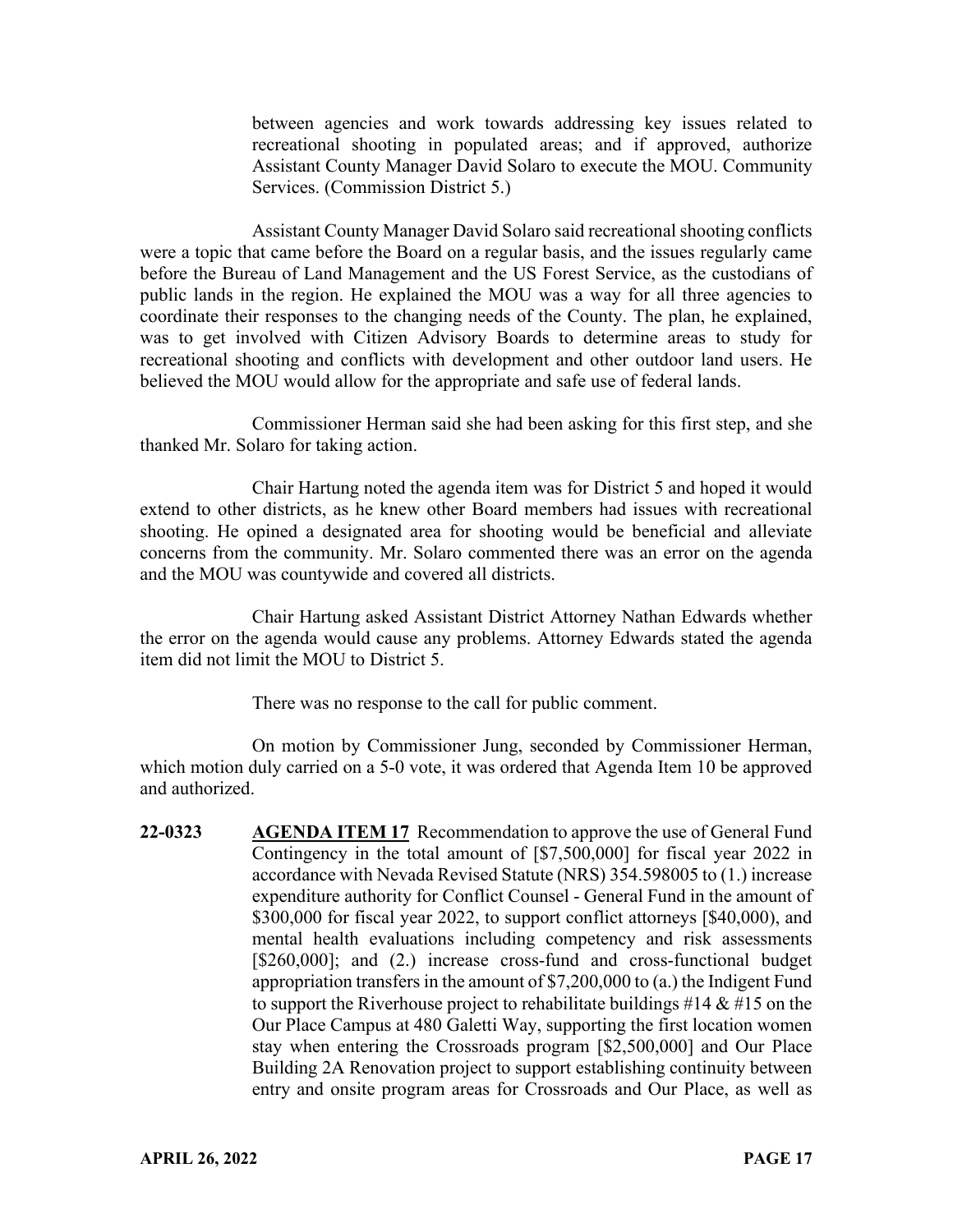between agencies and work towards addressing key issues related to recreational shooting in populated areas; and if approved, authorize Assistant County Manager David Solaro to execute the MOU. Community Services. (Commission District 5.)

Assistant County Manager David Solaro said recreational shooting conflicts were a topic that came before the Board on a regular basis, and the issues regularly came before the Bureau of Land Management and the US Forest Service, as the custodians of public lands in the region. He explained the MOU was a way for all three agencies to coordinate their responses to the changing needs of the County. The plan, he explained, was to get involved with Citizen Advisory Boards to determine areas to study for recreational shooting and conflicts with development and other outdoor land users. He believed the MOU would allow for the appropriate and safe use of federal lands.

Commissioner Herman said she had been asking for this first step, and she thanked Mr. Solaro for taking action.

Chair Hartung noted the agenda item was for District 5 and hoped it would extend to other districts, as he knew other Board members had issues with recreational shooting. He opined a designated area for shooting would be beneficial and alleviate concerns from the community. Mr. Solaro commented there was an error on the agenda and the MOU was countywide and covered all districts.

Chair Hartung asked Assistant District Attorney Nathan Edwards whether the error on the agenda would cause any problems. Attorney Edwards stated the agenda item did not limit the MOU to District 5.

There was no response to the call for public comment.

On motion by Commissioner Jung, seconded by Commissioner Herman, which motion duly carried on a 5-0 vote, it was ordered that Agenda Item 10 be approved and authorized.

**22-0323** **AGENDA ITEM 17** Recommendation to approve the use of General Fund Contingency in the total amount of [$7,500,000] for fiscal year 2022 in accordance with Nevada Revised Statute (NRS) 354.598005 to (1.) increase expenditure authority for Conflict Counsel - General Fund in the amount of $300,000 for fiscal year 2022, to support conflict attorneys [$40,000), and mental health evaluations including competency and risk assessments [$260,000]; and (2.) increase cross-fund and cross-functional budget appropriation transfers in the amount of $7,200,000 to (a.) the Indigent Fund to support the Riverhouse project to rehabilitate buildings #14 & #15 on the Our Place Campus at 480 Galetti Way, supporting the first location women stay when entering the Crossroads program [$2,500,000] and Our Place Building 2A Renovation project to support establishing continuity between entry and onsite program areas for Crossroads and Our Place, as well as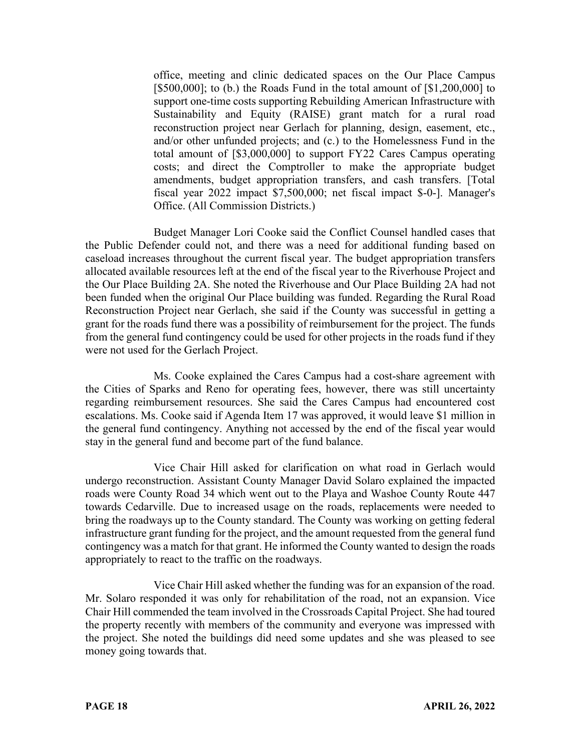office, meeting and clinic dedicated spaces on the Our Place Campus [$500,000]; to (b.) the Roads Fund in the total amount of [$1,200,000] to support one-time costs supporting Rebuilding American Infrastructure with Sustainability and Equity (RAISE) grant match for a rural road reconstruction project near Gerlach for planning, design, easement, etc., and/or other unfunded projects; and (c.) to the Homelessness Fund in the total amount of [$3,000,000] to support FY22 Cares Campus operating costs; and direct the Comptroller to make the appropriate budget amendments, budget appropriation transfers, and cash transfers. [Total fiscal year 2022 impact $7,500,000; net fiscal impact $-0-]. Manager's Office. (All Commission Districts.)

Budget Manager Lori Cooke said the Conflict Counsel handled cases that the Public Defender could not, and there was a need for additional funding based on caseload increases throughout the current fiscal year. The budget appropriation transfers allocated available resources left at the end of the fiscal year to the Riverhouse Project and the Our Place Building 2A. She noted the Riverhouse and Our Place Building 2A had not been funded when the original Our Place building was funded. Regarding the Rural Road Reconstruction Project near Gerlach, she said if the County was successful in getting a grant for the roads fund there was a possibility of reimbursement for the project. The funds from the general fund contingency could be used for other projects in the roads fund if they were not used for the Gerlach Project.

Ms. Cooke explained the Cares Campus had a cost-share agreement with the Cities of Sparks and Reno for operating fees, however, there was still uncertainty regarding reimbursement resources. She said the Cares Campus had encountered cost escalations. Ms. Cooke said if Agenda Item 17 was approved, it would leave $1 million in the general fund contingency. Anything not accessed by the end of the fiscal year would stay in the general fund and become part of the fund balance.

Vice Chair Hill asked for clarification on what road in Gerlach would undergo reconstruction. Assistant County Manager David Solaro explained the impacted roads were County Road 34 which went out to the Playa and Washoe County Route 447 towards Cedarville. Due to increased usage on the roads, replacements were needed to bring the roadways up to the County standard. The County was working on getting federal infrastructure grant funding for the project, and the amount requested from the general fund contingency was a match for that grant. He informed the County wanted to design the roads appropriately to react to the traffic on the roadways.

Vice Chair Hill asked whether the funding was for an expansion of the road. Mr. Solaro responded it was only for rehabilitation of the road, not an expansion. Vice Chair Hill commended the team involved in the Crossroads Capital Project. She had toured the property recently with members of the community and everyone was impressed with the project. She noted the buildings did need some updates and she was pleased to see money going towards that.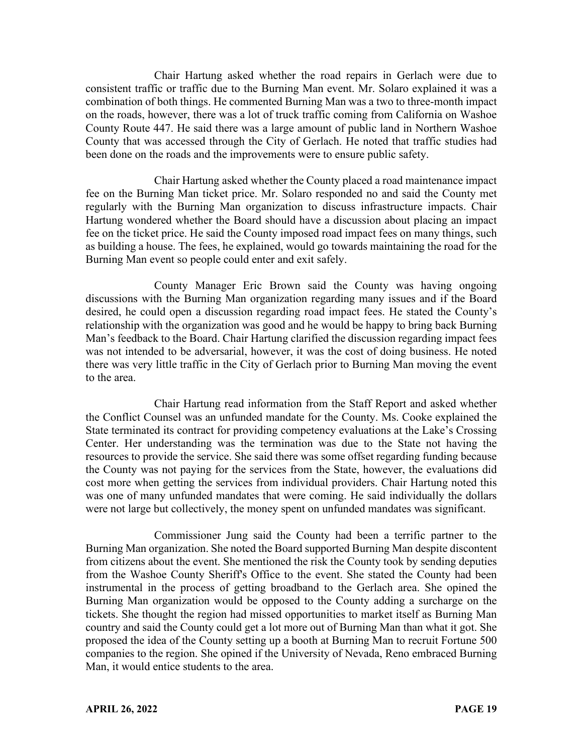Chair Hartung asked whether the road repairs in Gerlach were due to consistent traffic or traffic due to the Burning Man event. Mr. Solaro explained it was a combination of both things. He commented Burning Man was a two to three-month impact on the roads, however, there was a lot of truck traffic coming from California on Washoe County Route 447. He said there was a large amount of public land in Northern Washoe County that was accessed through the City of Gerlach. He noted that traffic studies had been done on the roads and the improvements were to ensure public safety.

Chair Hartung asked whether the County placed a road maintenance impact fee on the Burning Man ticket price. Mr. Solaro responded no and said the County met regularly with the Burning Man organization to discuss infrastructure impacts. Chair Hartung wondered whether the Board should have a discussion about placing an impact fee on the ticket price. He said the County imposed road impact fees on many things, such as building a house. The fees, he explained, would go towards maintaining the road for the Burning Man event so people could enter and exit safely.

County Manager Eric Brown said the County was having ongoing discussions with the Burning Man organization regarding many issues and if the Board desired, he could open a discussion regarding road impact fees. He stated the County's relationship with the organization was good and he would be happy to bring back Burning Man's feedback to the Board. Chair Hartung clarified the discussion regarding impact fees was not intended to be adversarial, however, it was the cost of doing business. He noted there was very little traffic in the City of Gerlach prior to Burning Man moving the event to the area.

Chair Hartung read information from the Staff Report and asked whether the Conflict Counsel was an unfunded mandate for the County. Ms. Cooke explained the State terminated its contract for providing competency evaluations at the Lake's Crossing Center. Her understanding was the termination was due to the State not having the resources to provide the service. She said there was some offset regarding funding because the County was not paying for the services from the State, however, the evaluations did cost more when getting the services from individual providers. Chair Hartung noted this was one of many unfunded mandates that were coming. He said individually the dollars were not large but collectively, the money spent on unfunded mandates was significant.

Commissioner Jung said the County had been a terrific partner to the Burning Man organization. She noted the Board supported Burning Man despite discontent from citizens about the event. She mentioned the risk the County took by sending deputies from the Washoe County Sheriff's Office to the event. She stated the County had been instrumental in the process of getting broadband to the Gerlach area. She opined the Burning Man organization would be opposed to the County adding a surcharge on the tickets. She thought the region had missed opportunities to market itself as Burning Man country and said the County could get a lot more out of Burning Man than what it got. She proposed the idea of the County setting up a booth at Burning Man to recruit Fortune 500 companies to the region. She opined if the University of Nevada, Reno embraced Burning Man, it would entice students to the area.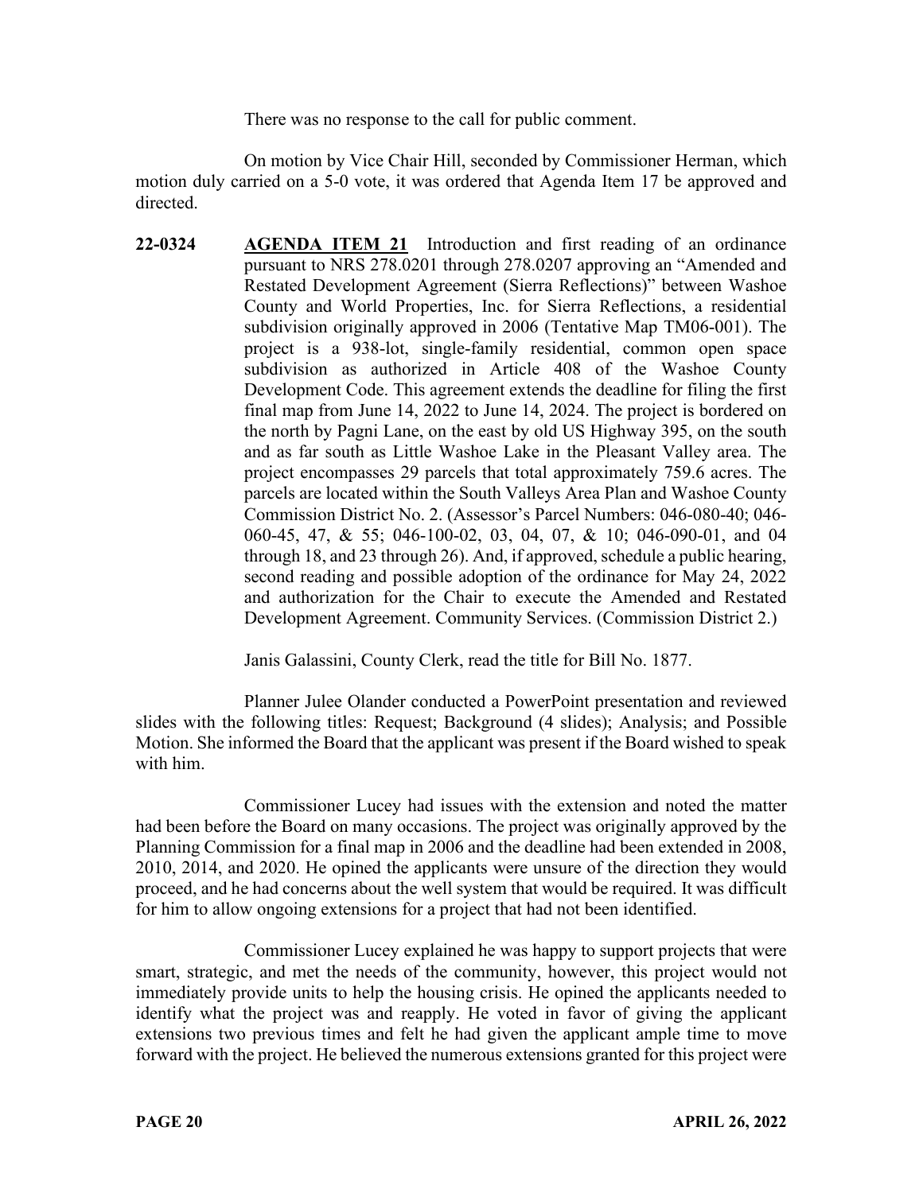There was no response to the call for public comment.

On motion by Vice Chair Hill, seconded by Commissioner Herman, which motion duly carried on a 5-0 vote, it was ordered that Agenda Item 17 be approved and directed.

**22-0324** **AGENDA ITEM 21** Introduction and first reading of an ordinance pursuant to NRS 278.0201 through 278.0207 approving an "Amended and Restated Development Agreement (Sierra Reflections)" between Washoe County and World Properties, Inc. for Sierra Reflections, a residential subdivision originally approved in 2006 (Tentative Map TM06-001). The project is a 938-lot, single-family residential, common open space subdivision as authorized in Article 408 of the Washoe County Development Code. This agreement extends the deadline for filing the first final map from June 14, 2022 to June 14, 2024. The project is bordered on the north by Pagni Lane, on the east by old US Highway 395, on the south and as far south as Little Washoe Lake in the Pleasant Valley area. The project encompasses 29 parcels that total approximately 759.6 acres. The parcels are located within the South Valleys Area Plan and Washoe County Commission District No. 2. (Assessor's Parcel Numbers: 046-080-40; 046-060-45, 47, & 55; 046-100-02, 03, 04, 07, & 10; 046-090-01, and 04 through 18, and 23 through 26). And, if approved, schedule a public hearing, second reading and possible adoption of the ordinance for May 24, 2022 and authorization for the Chair to execute the Amended and Restated Development Agreement. Community Services. (Commission District 2.)

Janis Galassini, County Clerk, read the title for Bill No. 1877.

Planner Julee Olander conducted a PowerPoint presentation and reviewed slides with the following titles: Request; Background (4 slides); Analysis; and Possible Motion. She informed the Board that the applicant was present if the Board wished to speak with him.

Commissioner Lucey had issues with the extension and noted the matter had been before the Board on many occasions. The project was originally approved by the Planning Commission for a final map in 2006 and the deadline had been extended in 2008, 2010, 2014, and 2020. He opined the applicants were unsure of the direction they would proceed, and he had concerns about the well system that would be required. It was difficult for him to allow ongoing extensions for a project that had not been identified.

Commissioner Lucey explained he was happy to support projects that were smart, strategic, and met the needs of the community, however, this project would not immediately provide units to help the housing crisis. He opined the applicants needed to identify what the project was and reapply. He voted in favor of giving the applicant extensions two previous times and felt he had given the applicant ample time to move forward with the project. He believed the numerous extensions granted for this project were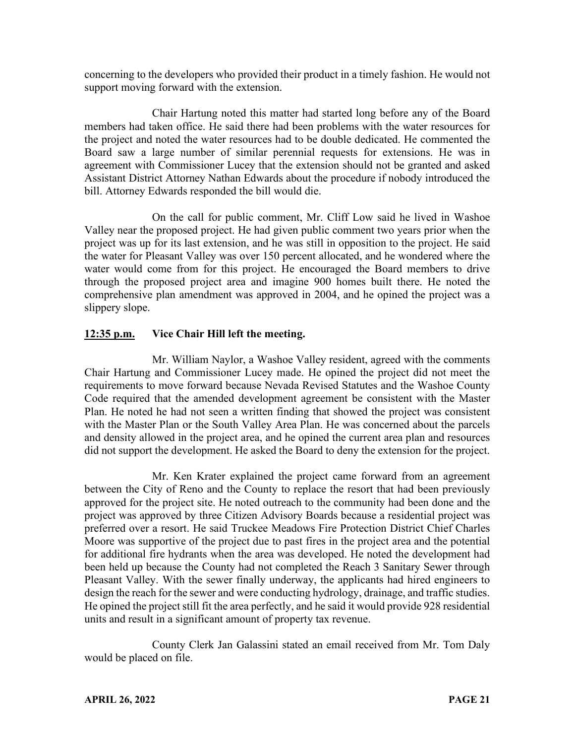concerning to the developers who provided their product in a timely fashion. He would not support moving forward with the extension.

Chair Hartung noted this matter had started long before any of the Board members had taken office. He said there had been problems with the water resources for the project and noted the water resources had to be double dedicated. He commented the Board saw a large number of similar perennial requests for extensions. He was in agreement with Commissioner Lucey that the extension should not be granted and asked Assistant District Attorney Nathan Edwards about the procedure if nobody introduced the bill. Attorney Edwards responded the bill would die.

On the call for public comment, Mr. Cliff Low said he lived in Washoe Valley near the proposed project. He had given public comment two years prior when the project was up for its last extension, and he was still in opposition to the project. He said the water for Pleasant Valley was over 150 percent allocated, and he wondered where the water would come from for this project. He encouraged the Board members to drive through the proposed project area and imagine 900 homes built there. He noted the comprehensive plan amendment was approved in 2004, and he opined the project was a slippery slope.

**<u>12:35 p.m.</u> Vice Chair Hill left the meeting.**

Mr. William Naylor, a Washoe Valley resident, agreed with the comments Chair Hartung and Commissioner Lucey made. He opined the project did not meet the requirements to move forward because Nevada Revised Statutes and the Washoe County Code required that the amended development agreement be consistent with the Master Plan. He noted he had not seen a written finding that showed the project was consistent with the Master Plan or the South Valley Area Plan. He was concerned about the parcels and density allowed in the project area, and he opined the current area plan and resources did not support the development. He asked the Board to deny the extension for the project.

Mr. Ken Krater explained the project came forward from an agreement between the City of Reno and the County to replace the resort that had been previously approved for the project site. He noted outreach to the community had been done and the project was approved by three Citizen Advisory Boards because a residential project was preferred over a resort. He said Truckee Meadows Fire Protection District Chief Charles Moore was supportive of the project due to past fires in the project area and the potential for additional fire hydrants when the area was developed. He noted the development had been held up because the County had not completed the Reach 3 Sanitary Sewer through Pleasant Valley. With the sewer finally underway, the applicants had hired engineers to design the reach for the sewer and were conducting hydrology, drainage, and traffic studies. He opined the project still fit the area perfectly, and he said it would provide 928 residential units and result in a significant amount of property tax revenue.

County Clerk Jan Galassini stated an email received from Mr. Tom Daly would be placed on file.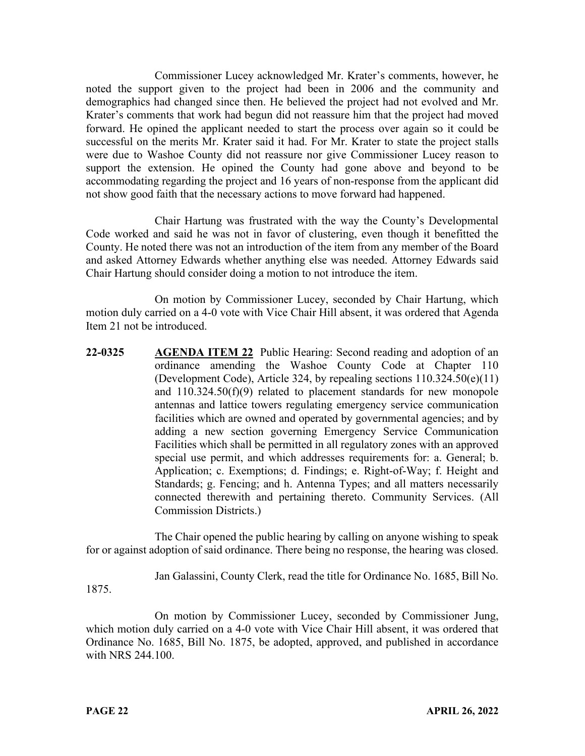Commissioner Lucey acknowledged Mr. Krater's comments, however, he noted the support given to the project had been in 2006 and the community and demographics had changed since then. He believed the project had not evolved and Mr. Krater's comments that work had begun did not reassure him that the project had moved forward. He opined the applicant needed to start the process over again so it could be successful on the merits Mr. Krater said it had. For Mr. Krater to state the project stalls were due to Washoe County did not reassure nor give Commissioner Lucey reason to support the extension. He opined the County had gone above and beyond to be accommodating regarding the project and 16 years of non-response from the applicant did not show good faith that the necessary actions to move forward had happened.

Chair Hartung was frustrated with the way the County's Developmental Code worked and said he was not in favor of clustering, even though it benefitted the County. He noted there was not an introduction of the item from any member of the Board and asked Attorney Edwards whether anything else was needed. Attorney Edwards said Chair Hartung should consider doing a motion to not introduce the item.

On motion by Commissioner Lucey, seconded by Chair Hartung, which motion duly carried on a 4-0 vote with Vice Chair Hill absent, it was ordered that Agenda Item 21 not be introduced.

**22-0325** **AGENDA ITEM 22** Public Hearing: Second reading and adoption of an ordinance amending the Washoe County Code at Chapter 110 (Development Code), Article 324, by repealing sections 110.324.50(e)(11) and 110.324.50(f)(9) related to placement standards for new monopole antennas and lattice towers regulating emergency service communication facilities which are owned and operated by governmental agencies; and by adding a new section governing Emergency Service Communication Facilities which shall be permitted in all regulatory zones with an approved special use permit, and which addresses requirements for: a. General; b. Application; c. Exemptions; d. Findings; e. Right-of-Way; f. Height and Standards; g. Fencing; and h. Antenna Types; and all matters necessarily connected therewith and pertaining thereto. Community Services. (All Commission Districts.)

The Chair opened the public hearing by calling on anyone wishing to speak for or against adoption of said ordinance. There being no response, the hearing was closed.

Jan Galassini, County Clerk, read the title for Ordinance No. 1685, Bill No. 1875.

On motion by Commissioner Lucey, seconded by Commissioner Jung, which motion duly carried on a 4-0 vote with Vice Chair Hill absent, it was ordered that Ordinance No. 1685, Bill No. 1875, be adopted, approved, and published in accordance with NRS 244.100.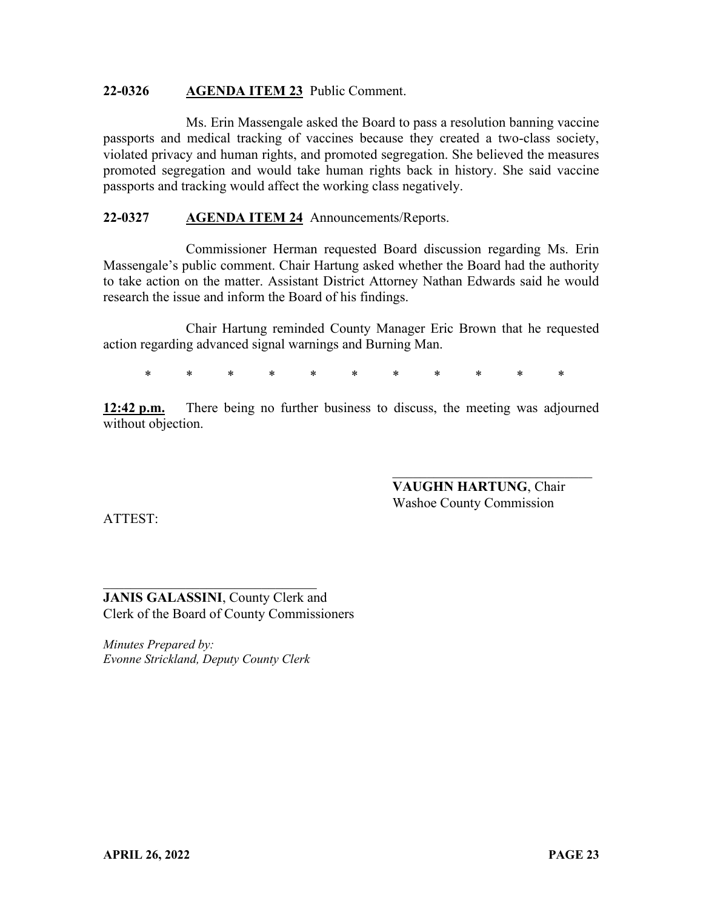**22-0326 AGENDA ITEM 23** Public Comment.

Ms. Erin Massengale asked the Board to pass a resolution banning vaccine passports and medical tracking of vaccines because they created a two-class society, violated privacy and human rights, and promoted segregation. She believed the measures promoted segregation and would take human rights back in history. She said vaccine passports and tracking would affect the working class negatively.

**22-0327 AGENDA ITEM 24** Announcements/Reports.

Commissioner Herman requested Board discussion regarding Ms. Erin Massengale's public comment. Chair Hartung asked whether the Board had the authority to take action on the matter. Assistant District Attorney Nathan Edwards said he would research the issue and inform the Board of his findings.

Chair Hartung reminded County Manager Eric Brown that he requested action regarding advanced signal warnings and Burning Man.

\* \* \* \* \* \* \* \* \* \* \*

**12:42 p.m.** There being no further business to discuss, the meeting was adjourned without objection.

\_\_\_\_\_\_\_\_\_\_\_\_\_\_\_\_\_\_\_\_\_\_\_\_\_\_\_\_

**VAUGHN HARTUNG**, Chair
Washoe County Commission

ATTEST:

\_\_\_\_\_\_\_\_\_\_\_\_\_\_\_\_\_\_\_\_\_\_\_\_\_\_\_\_

**JANIS GALASSINI**, County Clerk and
Clerk of the Board of County Commissioners

*Minutes Prepared by:*
*Evonne Strickland, Deputy County Clerk*